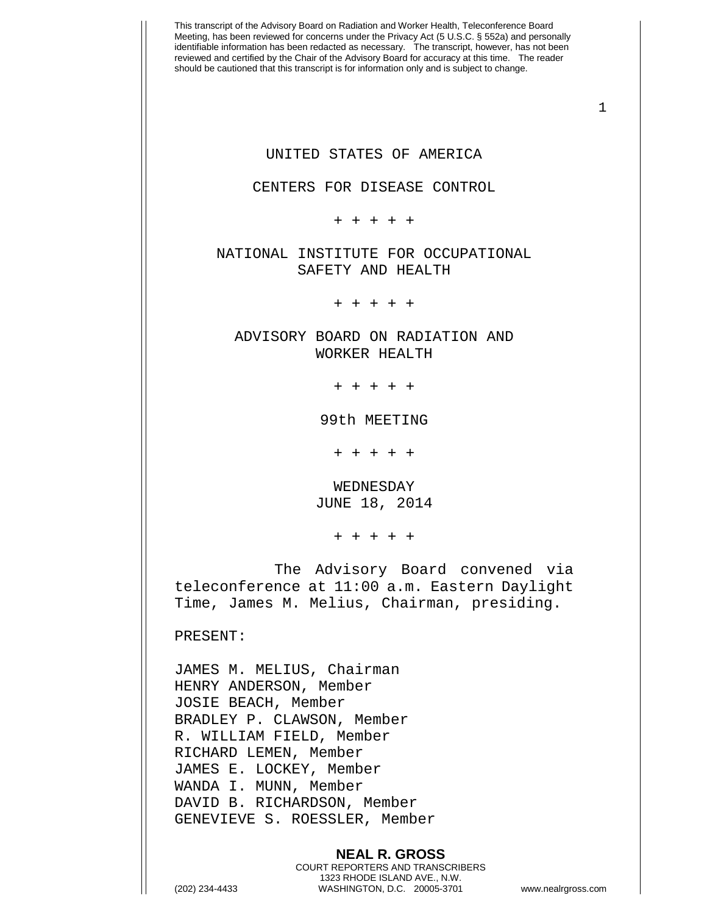This transcript of the Advisory Board on Radiation and Worker Health, Teleconference Board Meeting, has been reviewed for concerns under the Privacy Act (5 U.S.C. § 552a) and personally identifiable information has been redacted as necessary. The transcript, however, has not been reviewed and certified by the Chair of the Advisory Board for accuracy at this time. The reader should be cautioned that this transcript is for information only and is subject to change.

UNITED STATES OF AMERICA

CENTERS FOR DISEASE CONTROL

+ + + + +

NATIONAL INSTITUTE FOR OCCUPATIONAL SAFETY AND HEALTH

+ + + + +

ADVISORY BOARD ON RADIATION AND WORKER HEALTH

+ + + + +

99th MEETING

+ + + + +

WEDNESDAY
JUNE 18, 2014

+ + + + +

The Advisory Board convened via teleconference at 11:00 a.m. Eastern Daylight Time, James M. Melius, Chairman, presiding.

PRESENT:

JAMES M. MELIUS, Chairman
HENRY ANDERSON, Member
JOSIE BEACH, Member
BRADLEY P. CLAWSON, Member
R. WILLIAM FIELD, Member
RICHARD LEMEN, Member
JAMES E. LOCKEY, Member
WANDA I. MUNN, Member
DAVID B. RICHARDSON, Member
GENEVIEVE S. ROESSLER, Member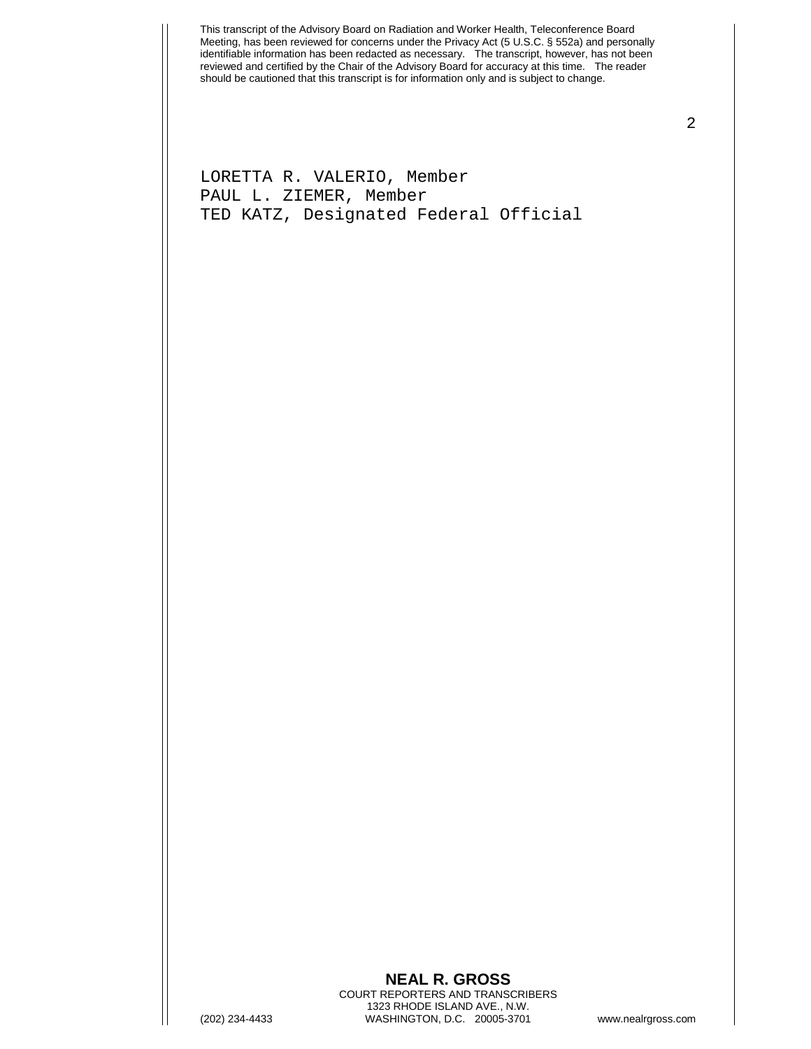LORETTA R. VALERIO, Member
PAUL L. ZIEMER, Member
TED KATZ, Designated Federal Official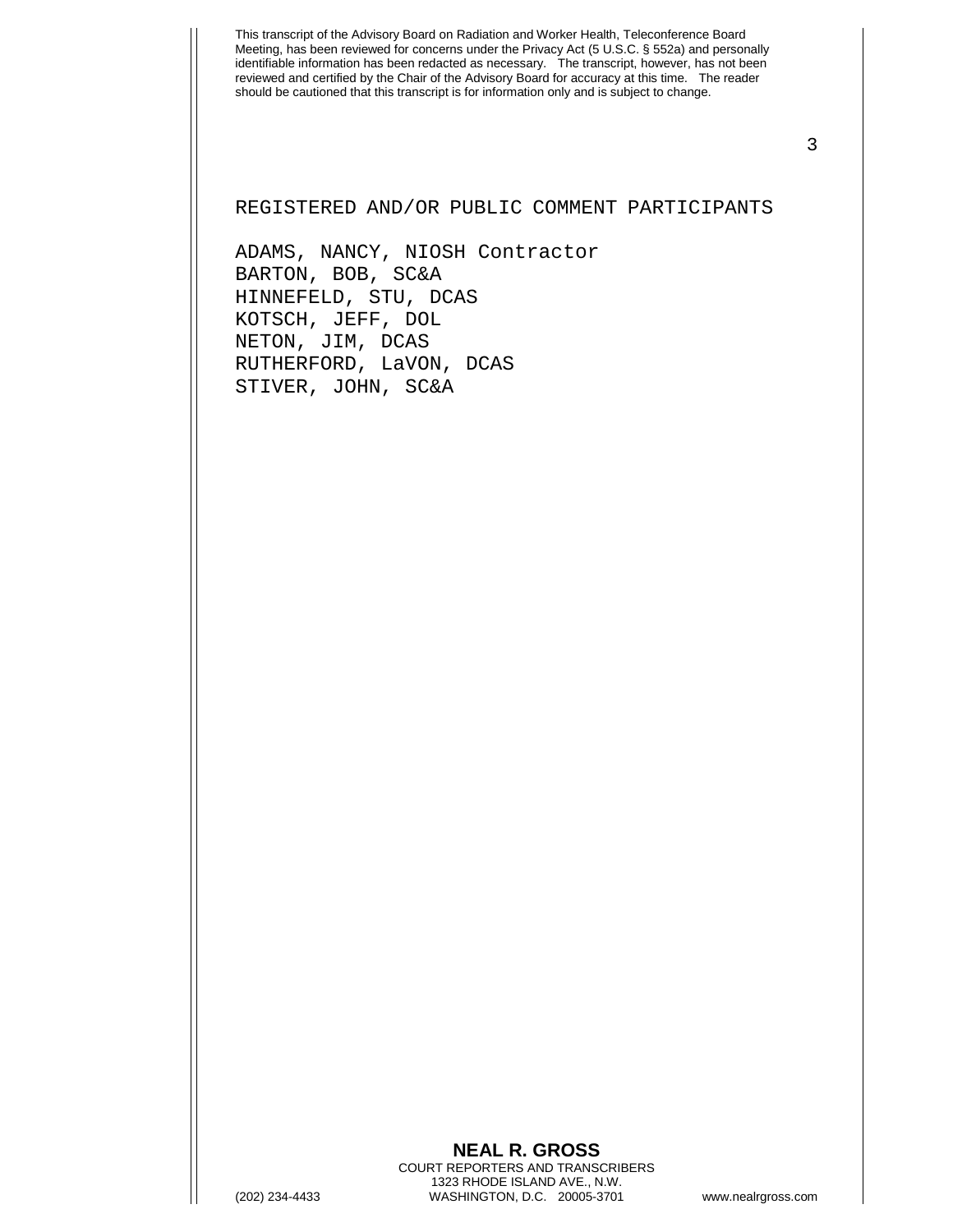REGISTERED AND/OR PUBLIC COMMENT PARTICIPANTS

ADAMS, NANCY, NIOSH Contractor
BARTON, BOB, SC&A
HINNEFELD, STU, DCAS
KOTSCH, JEFF, DOL
NETON, JIM, DCAS
RUTHERFORD, LaVON, DCAS
STIVER, JOHN, SC&A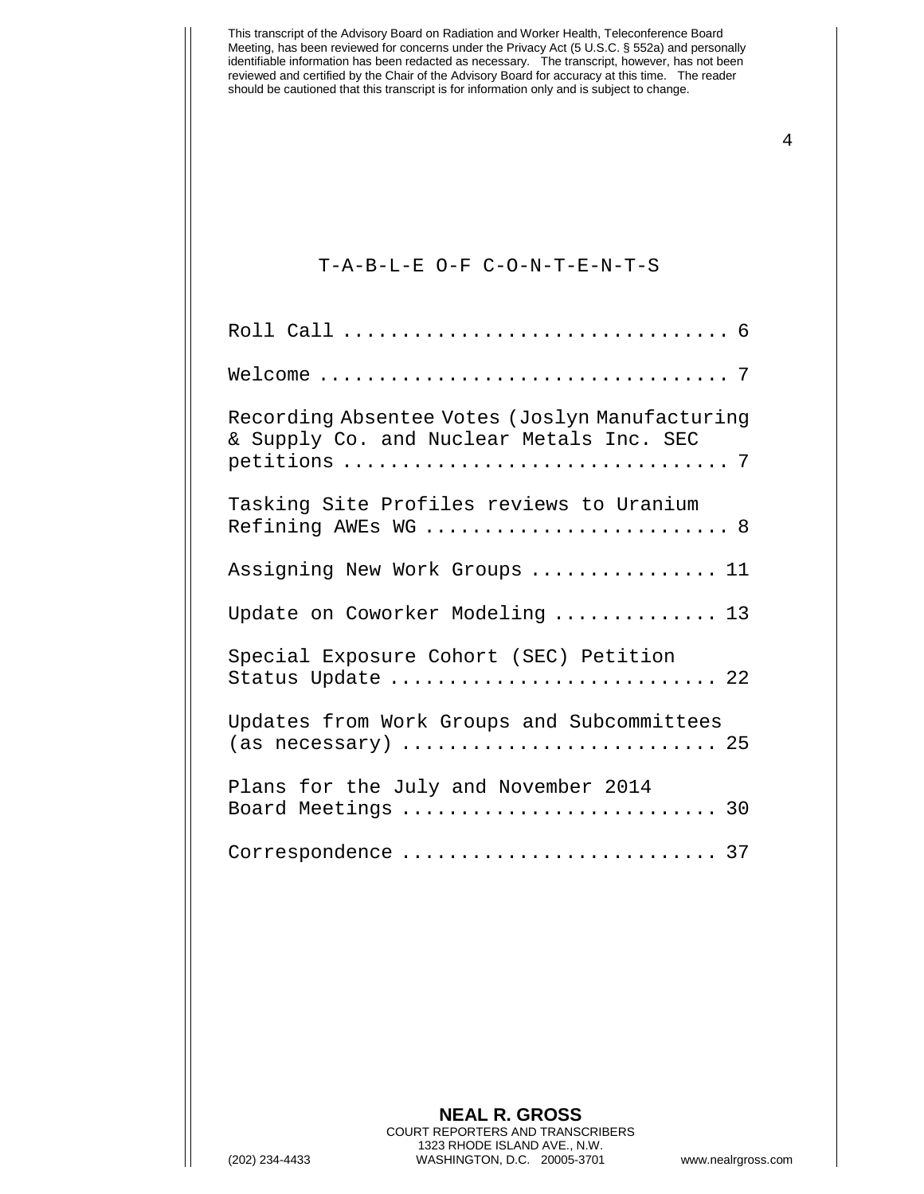## T-A-B-L-E O-F C-O-N-T-E-N-T-S

Roll Call .............................. 6

Welcome ................................. 7

Recording Absentee Votes (Joslyn Manufacturing & Supply Co. and Nuclear Metals Inc. SEC petitions ................................ 7

Tasking Site Profiles reviews to Uranium Refining AWEs WG ......................... 8

Assigning New Work Groups ................ 11

Update on Coworker Modeling ............. 13

Special Exposure Cohort (SEC) Petition Status Update ........................... 22

Updates from Work Groups and Subcommittees (as necessary) .......................... 25

Plans for the July and November 2014 Board Meetings .......................... 30

Correspondence .......................... 37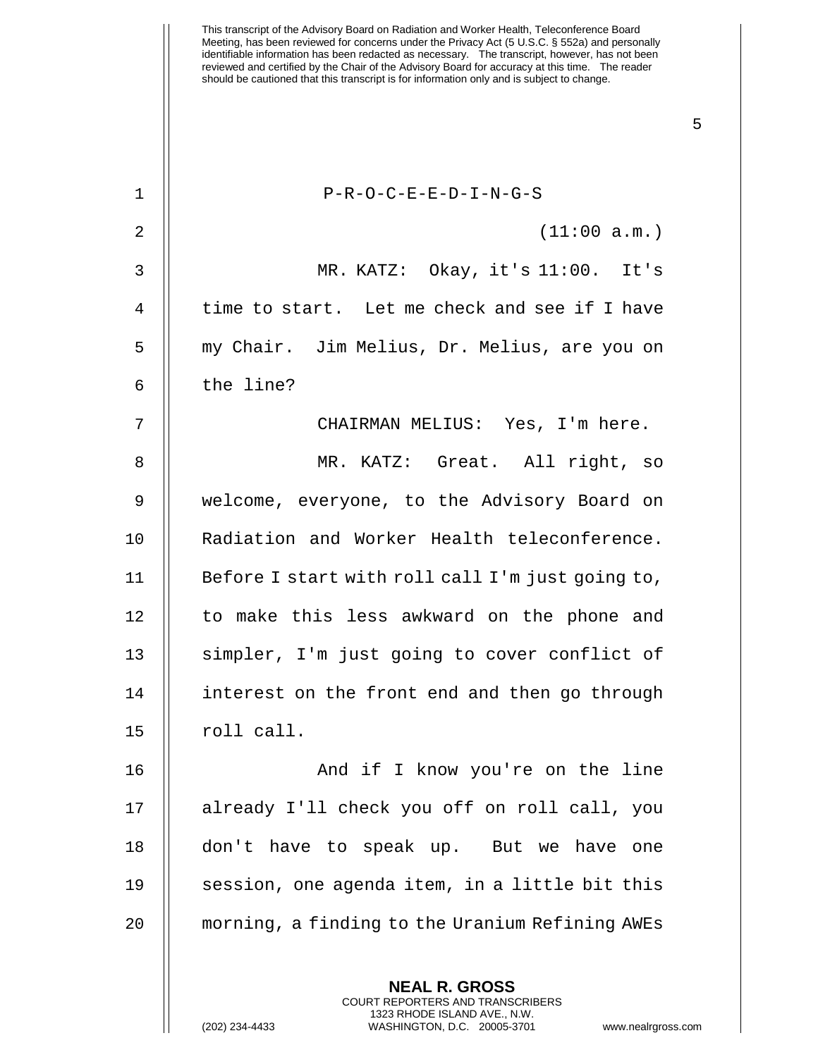P-R-O-C-E-E-D-I-N-G-S

(11:00 a.m.)

MR. KATZ: Okay, it's 11:00. It's time to start. Let me check and see if I have my Chair. Jim Melius, Dr. Melius, are you on the line?

CHAIRMAN MELIUS: Yes, I'm here.

MR. KATZ: Great. All right, so welcome, everyone, to the Advisory Board on Radiation and Worker Health teleconference. Before I start with roll call I'm just going to, to make this less awkward on the phone and simpler, I'm just going to cover conflict of interest on the front end and then go through roll call.

And if I know you're on the line already I'll check you off on roll call, you don't have to speak up. But we have one session, one agenda item, in a little bit this morning, a finding to the Uranium Refining AWEs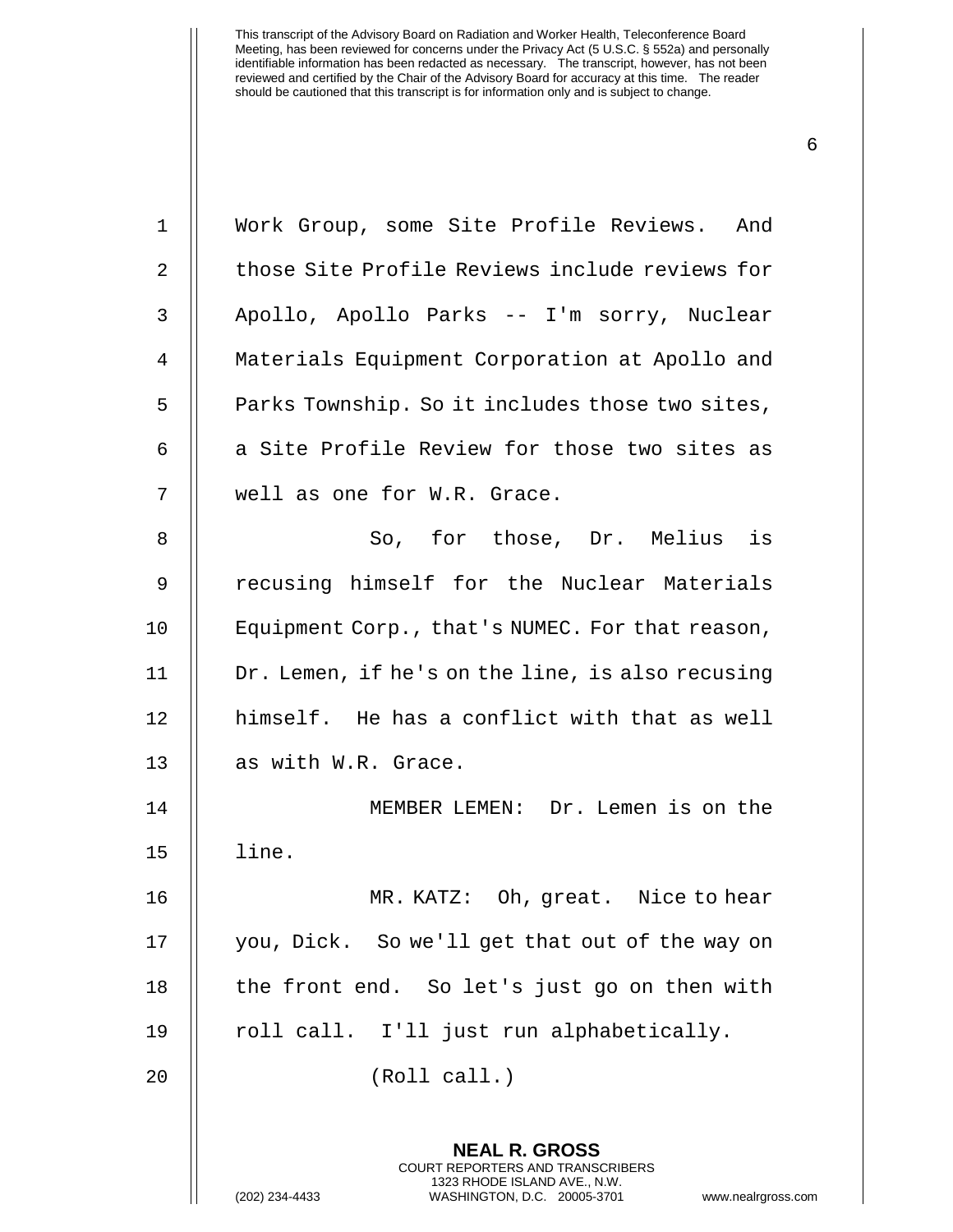Work Group, some Site Profile Reviews. And those Site Profile Reviews include reviews for Apollo, Apollo Parks -- I'm sorry, Nuclear Materials Equipment Corporation at Apollo and Parks Township. So it includes those two sites, a Site Profile Review for those two sites as well as one for W.R. Grace.

So, for those, Dr. Melius is recusing himself for the Nuclear Materials Equipment Corp., that's NUMEC. For that reason, Dr. Lemen, if he's on the line, is also recusing himself. He has a conflict with that as well as with W.R. Grace.

MEMBER LEMEN: Dr. Lemen is on the line.

MR. KATZ: Oh, great. Nice to hear you, Dick. So we'll get that out of the way on the front end. So let's just go on then with roll call. I'll just run alphabetically.

(Roll call.)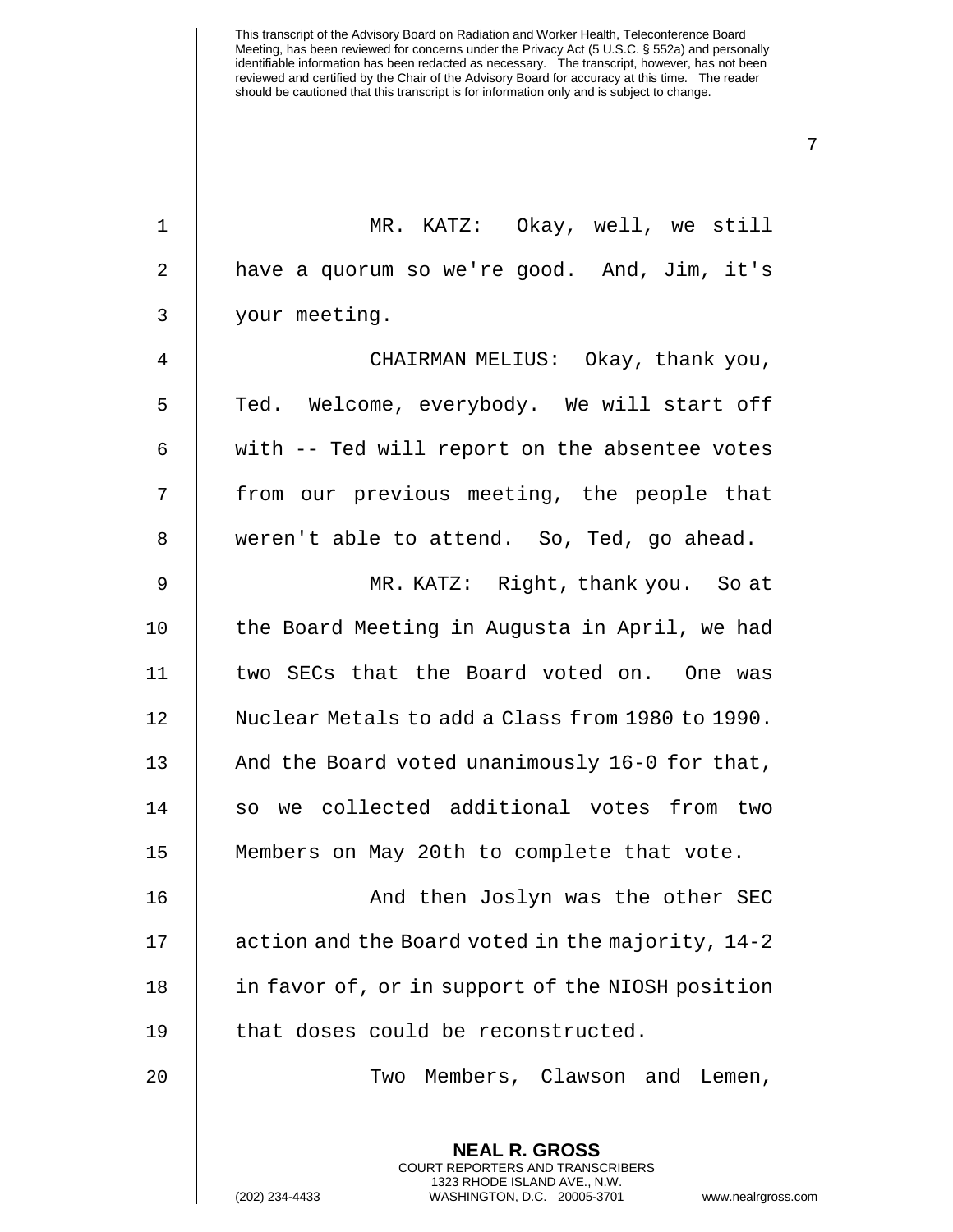MR. KATZ: Okay, well, we still have a quorum so we're good. And, Jim, it's your meeting.

CHAIRMAN MELIUS: Okay, thank you, Ted. Welcome, everybody. We will start off with -- Ted will report on the absentee votes from our previous meeting, the people that weren't able to attend. So, Ted, go ahead.

MR. KATZ: Right, thank you. So at the Board Meeting in Augusta in April, we had two SECs that the Board voted on. One was Nuclear Metals to add a Class from 1980 to 1990. And the Board voted unanimously 16-0 for that, so we collected additional votes from two Members on May 20th to complete that vote.

And then Joslyn was the other SEC action and the Board voted in the majority, 14-2 in favor of, or in support of the NIOSH position that doses could be reconstructed.

Two Members, Clawson and Lemen,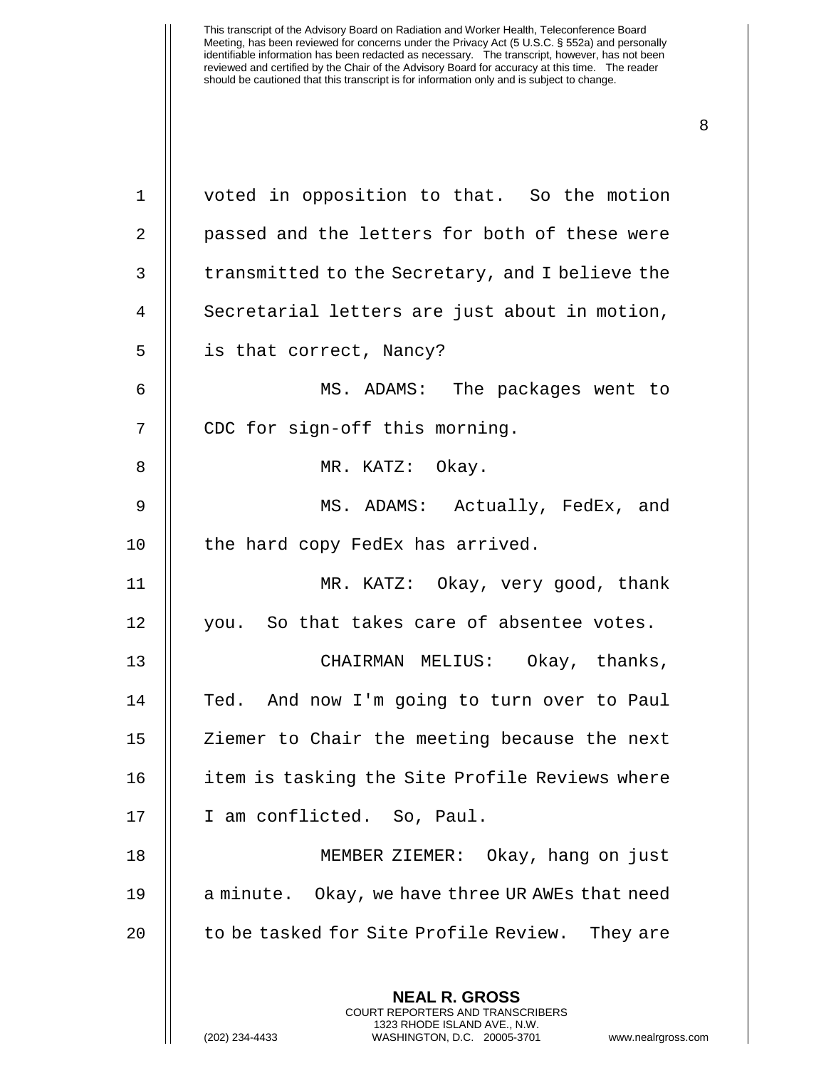voted in opposition to that. So the motion passed and the letters for both of these were transmitted to the Secretary, and I believe the Secretarial letters are just about in motion, is that correct, Nancy?

MS. ADAMS: The packages went to CDC for sign-off this morning.

MR. KATZ: Okay.

MS. ADAMS: Actually, FedEx, and the hard copy FedEx has arrived.

MR. KATZ: Okay, very good, thank you. So that takes care of absentee votes.

CHAIRMAN MELIUS: Okay, thanks, Ted. And now I'm going to turn over to Paul Ziemer to Chair the meeting because the next item is tasking the Site Profile Reviews where I am conflicted. So, Paul.

MEMBER ZIEMER: Okay, hang on just a minute. Okay, we have three UR AWEs that need to be tasked for Site Profile Review. They are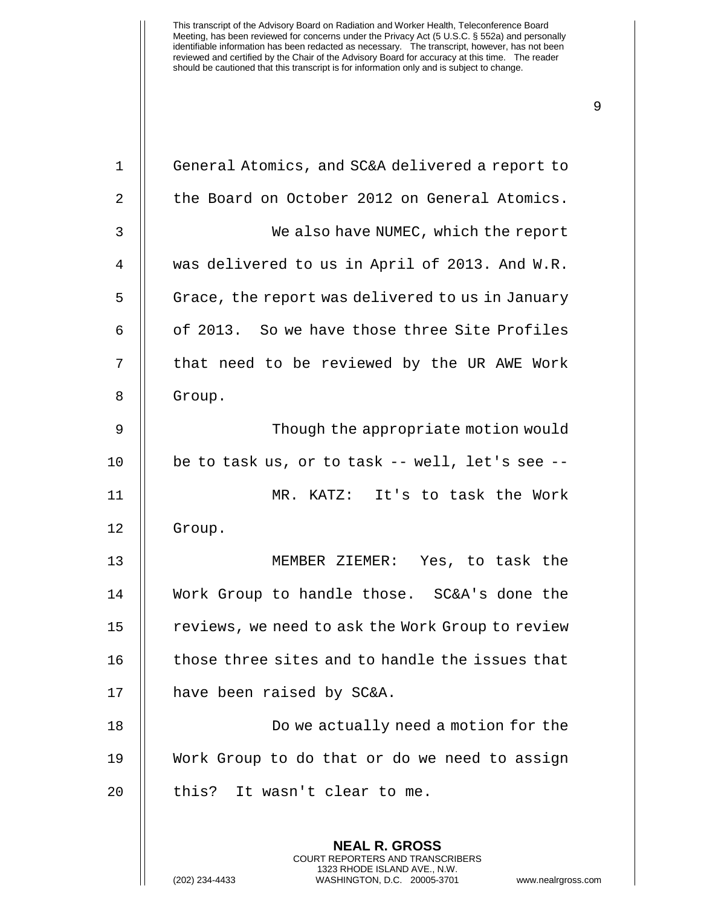General Atomics, and SC&A delivered a report to the Board on October 2012 on General Atomics.

We also have NUMEC, which the report was delivered to us in April of 2013. And W.R. Grace, the report was delivered to us in January of 2013. So we have those three Site Profiles that need to be reviewed by the UR AWE Work Group.

Though the appropriate motion would be to task us, or to task -- well, let's see --

MR. KATZ: It's to task the Work Group.

MEMBER ZIEMER: Yes, to task the Work Group to handle those. SC&A's done the reviews, we need to ask the Work Group to review those three sites and to handle the issues that have been raised by SC&A.

Do we actually need a motion for the Work Group to do that or do we need to assign this? It wasn't clear to me.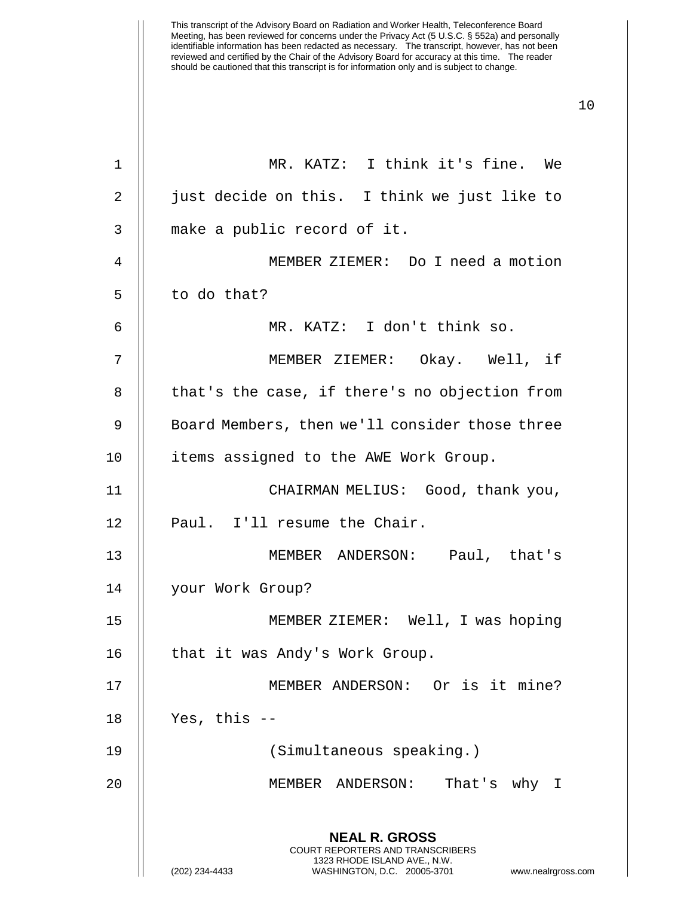MR. KATZ: I think it's fine. We just decide on this. I think we just like to make a public record of it.

MEMBER ZIEMER: Do I need a motion to do that?

MR. KATZ: I don't think so.

MEMBER ZIEMER: Okay. Well, if that's the case, if there's no objection from Board Members, then we'll consider those three items assigned to the AWE Work Group.

CHAIRMAN MELIUS: Good, thank you, Paul. I'll resume the Chair.

MEMBER ANDERSON: Paul, that's your Work Group?

MEMBER ZIEMER: Well, I was hoping that it was Andy's Work Group.

MEMBER ANDERSON: Or is it mine? Yes, this --

(Simultaneous speaking.)

MEMBER ANDERSON: That's why I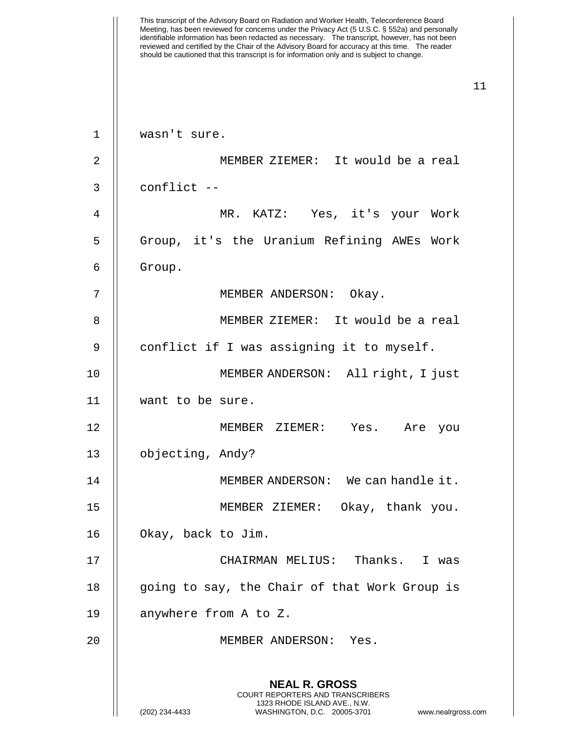wasn't sure.

MEMBER ZIEMER: It would be a real conflict --

MR. KATZ: Yes, it's your Work Group, it's the Uranium Refining AWEs Work Group.

MEMBER ANDERSON: Okay.

MEMBER ZIEMER: It would be a real conflict if I was assigning it to myself.

MEMBER ANDERSON: All right, I just want to be sure.

MEMBER ZIEMER: Yes. Are you objecting, Andy?

MEMBER ANDERSON: We can handle it.

MEMBER ZIEMER: Okay, thank you. Okay, back to Jim.

CHAIRMAN MELIUS: Thanks. I was going to say, the Chair of that Work Group is anywhere from A to Z.

MEMBER ANDERSON: Yes.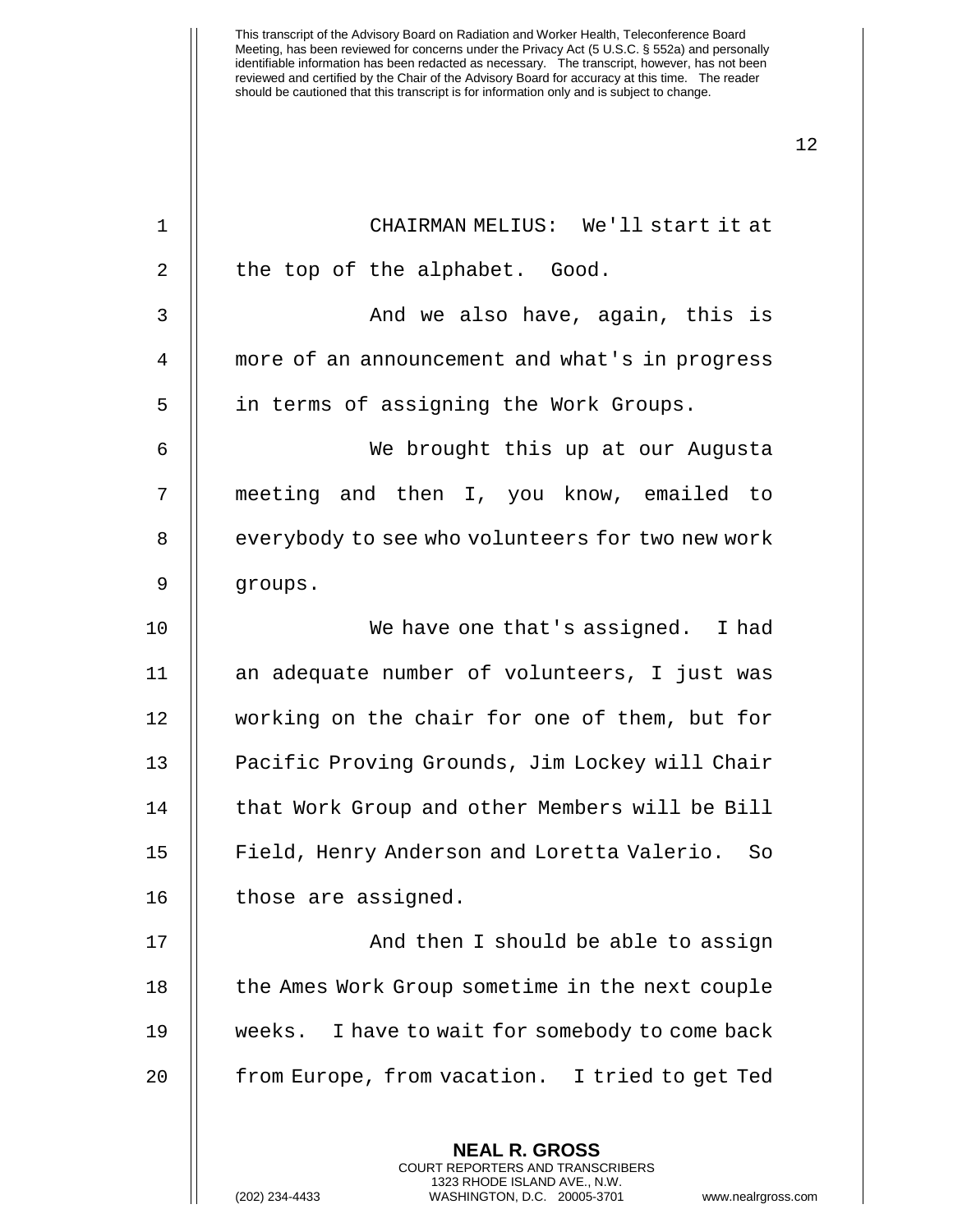CHAIRMAN MELIUS: We'll start it at the top of the alphabet. Good.

And we also have, again, this is more of an announcement and what's in progress in terms of assigning the Work Groups.

We brought this up at our Augusta meeting and then I, you know, emailed to everybody to see who volunteers for two new work groups.

We have one that's assigned. I had an adequate number of volunteers, I just was working on the chair for one of them, but for Pacific Proving Grounds, Jim Lockey will Chair that Work Group and other Members will be Bill Field, Henry Anderson and Loretta Valerio. So those are assigned.

And then I should be able to assign the Ames Work Group sometime in the next couple weeks. I have to wait for somebody to come back from Europe, from vacation. I tried to get Ted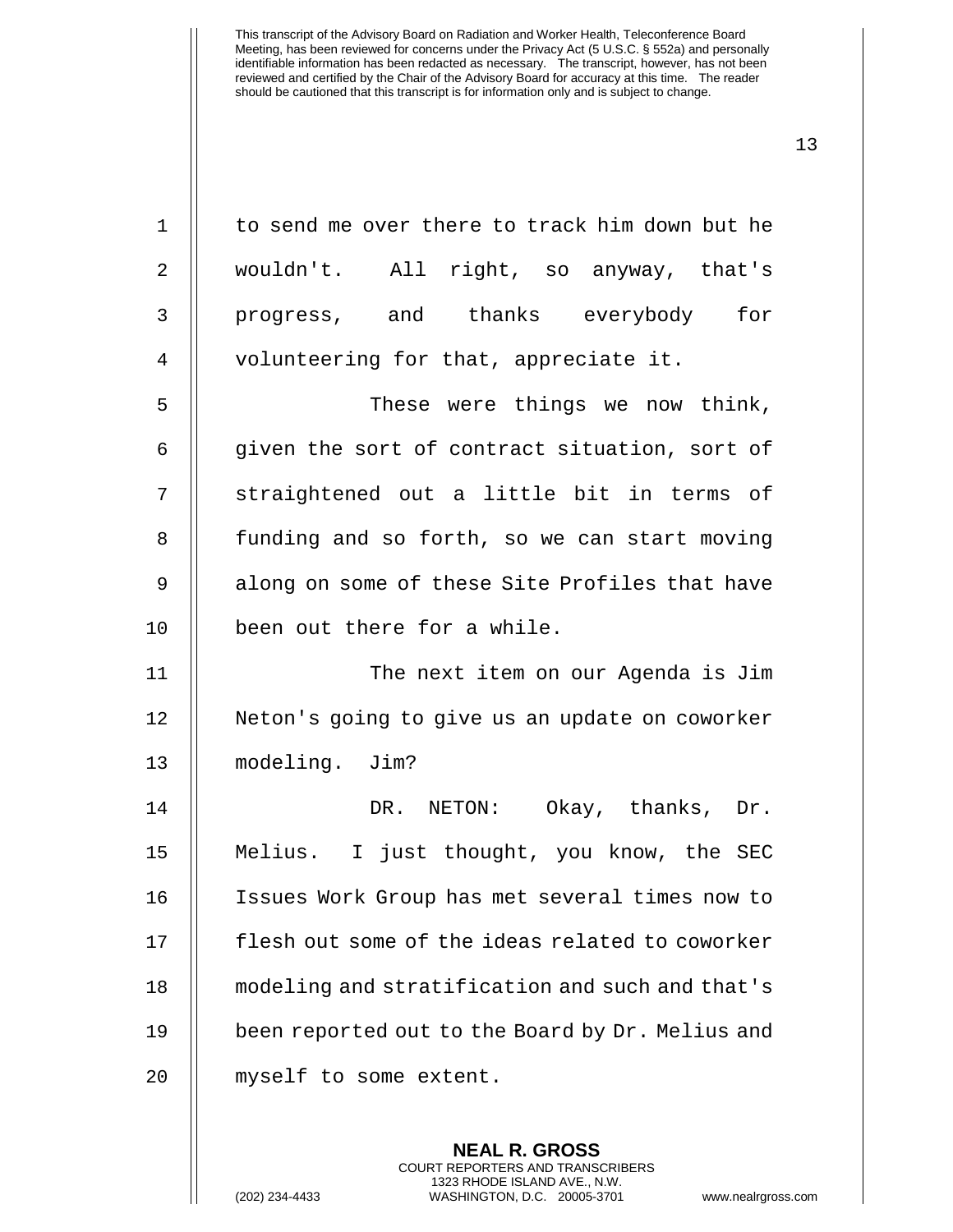to send me over there to track him down but he wouldn't. All right, so anyway, that's progress, and thanks everybody for volunteering for that, appreciate it.

These were things we now think, given the sort of contract situation, sort of straightened out a little bit in terms of funding and so forth, so we can start moving along on some of these Site Profiles that have been out there for a while.

The next item on our Agenda is Jim Neton's going to give us an update on coworker modeling. Jim?

DR. NETON: Okay, thanks, Dr. Melius. I just thought, you know, the SEC Issues Work Group has met several times now to flesh out some of the ideas related to coworker modeling and stratification and such and that's been reported out to the Board by Dr. Melius and myself to some extent.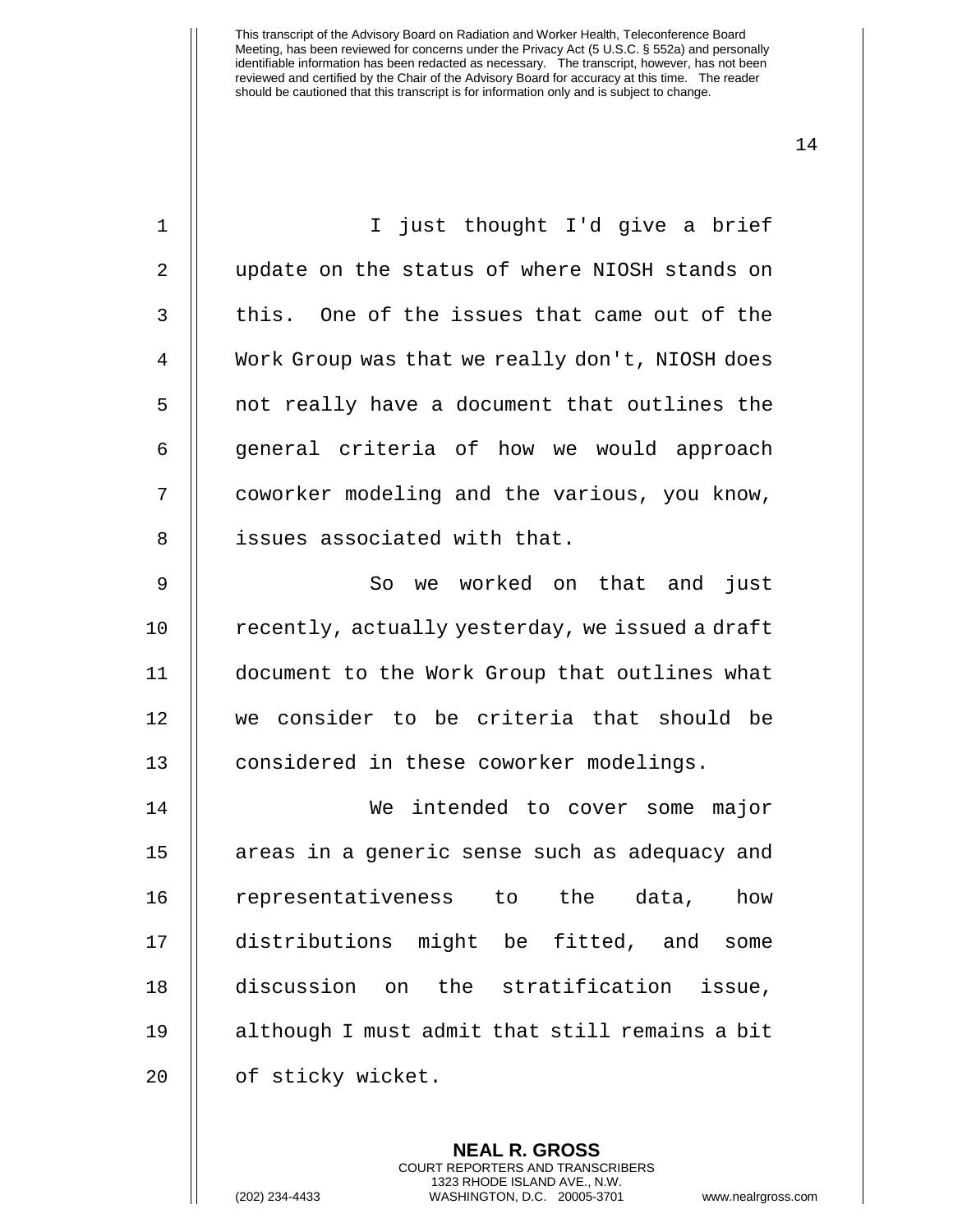I just thought I'd give a brief update on the status of where NIOSH stands on this. One of the issues that came out of the Work Group was that we really don't, NIOSH does not really have a document that outlines the general criteria of how we would approach coworker modeling and the various, you know, issues associated with that.

So we worked on that and just recently, actually yesterday, we issued a draft document to the Work Group that outlines what we consider to be criteria that should be considered in these coworker modelings.

We intended to cover some major areas in a generic sense such as adequacy and representativeness to the data, how distributions might be fitted, and some discussion on the stratification issue, although I must admit that still remains a bit of sticky wicket.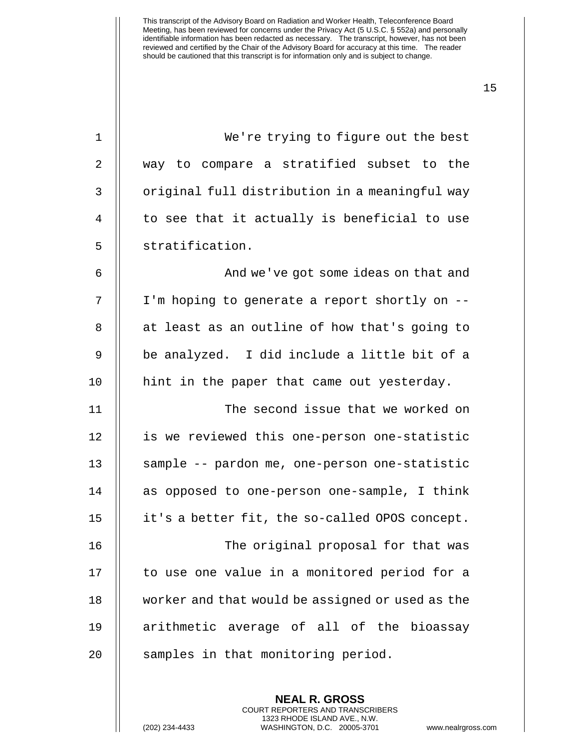We're trying to figure out the best way to compare a stratified subset to the original full distribution in a meaningful way to see that it actually is beneficial to use stratification.

And we've got some ideas on that and I'm hoping to generate a report shortly on -- at least as an outline of how that's going to be analyzed. I did include a little bit of a hint in the paper that came out yesterday.

The second issue that we worked on is we reviewed this one-person one-statistic sample -- pardon me, one-person one-statistic as opposed to one-person one-sample, I think it's a better fit, the so-called OPOS concept.

The original proposal for that was to use one value in a monitored period for a worker and that would be assigned or used as the arithmetic average of all of the bioassay samples in that monitoring period.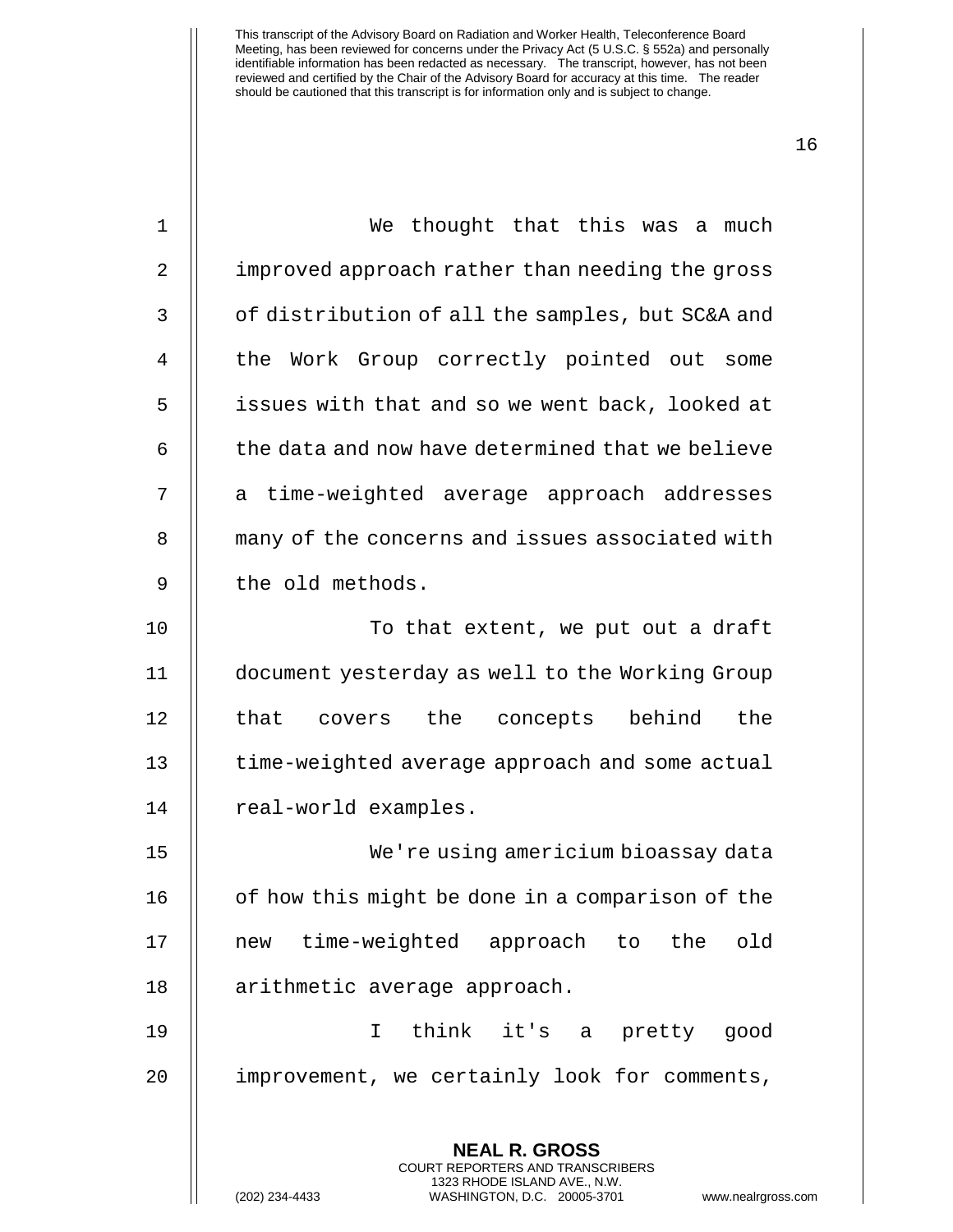We thought that this was a much improved approach rather than needing the gross of distribution of all the samples, but SC&A and the Work Group correctly pointed out some issues with that and so we went back, looked at the data and now have determined that we believe a time-weighted average approach addresses many of the concerns and issues associated with the old methods.

To that extent, we put out a draft document yesterday as well to the Working Group that covers the concepts behind the time-weighted average approach and some actual real-world examples.

We're using americium bioassay data of how this might be done in a comparison of the new time-weighted approach to the old arithmetic average approach.

I think it's a pretty good improvement, we certainly look for comments,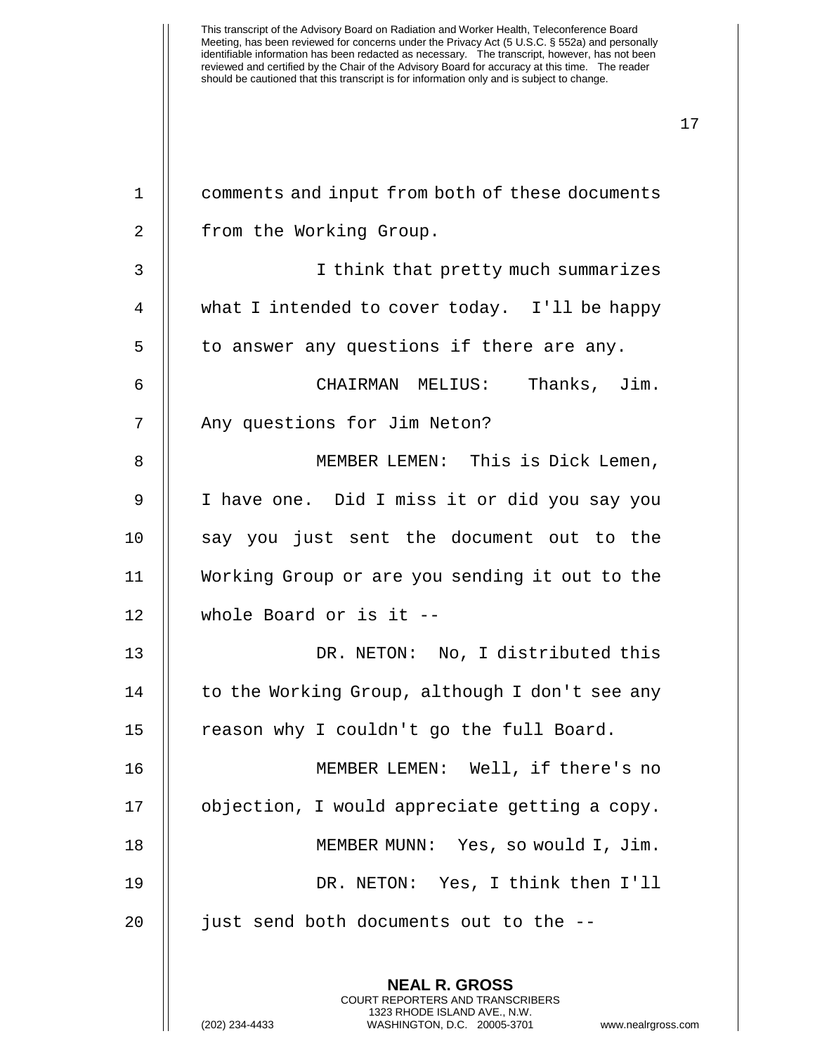comments and input from both of these documents from the Working Group.

I think that pretty much summarizes what I intended to cover today. I'll be happy to answer any questions if there are any.

CHAIRMAN MELIUS: Thanks, Jim. Any questions for Jim Neton?

MEMBER LEMEN: This is Dick Lemen, I have one. Did I miss it or did you say you say you just sent the document out to the Working Group or are you sending it out to the whole Board or is it --

DR. NETON: No, I distributed this to the Working Group, although I don't see any reason why I couldn't go the full Board.

MEMBER LEMEN: Well, if there's no objection, I would appreciate getting a copy.

MEMBER MUNN: Yes, so would I, Jim.

DR. NETON: Yes, I think then I'll just send both documents out to the --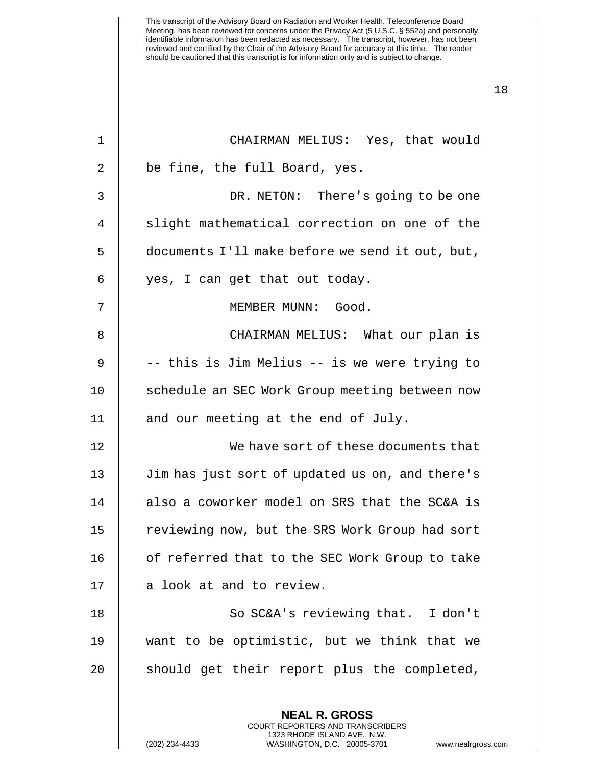CHAIRMAN MELIUS: Yes, that would be fine, the full Board, yes.

DR. NETON: There's going to be one slight mathematical correction on one of the documents I'll make before we send it out, but, yes, I can get that out today.

MEMBER MUNN: Good.

CHAIRMAN MELIUS: What our plan is -- this is Jim Melius -- is we were trying to schedule an SEC Work Group meeting between now and our meeting at the end of July.

We have sort of these documents that Jim has just sort of updated us on, and there's also a coworker model on SRS that the SC&A is reviewing now, but the SRS Work Group had sort of referred that to the SEC Work Group to take a look at and to review.

So SC&A's reviewing that. I don't want to be optimistic, but we think that we should get their report plus the completed,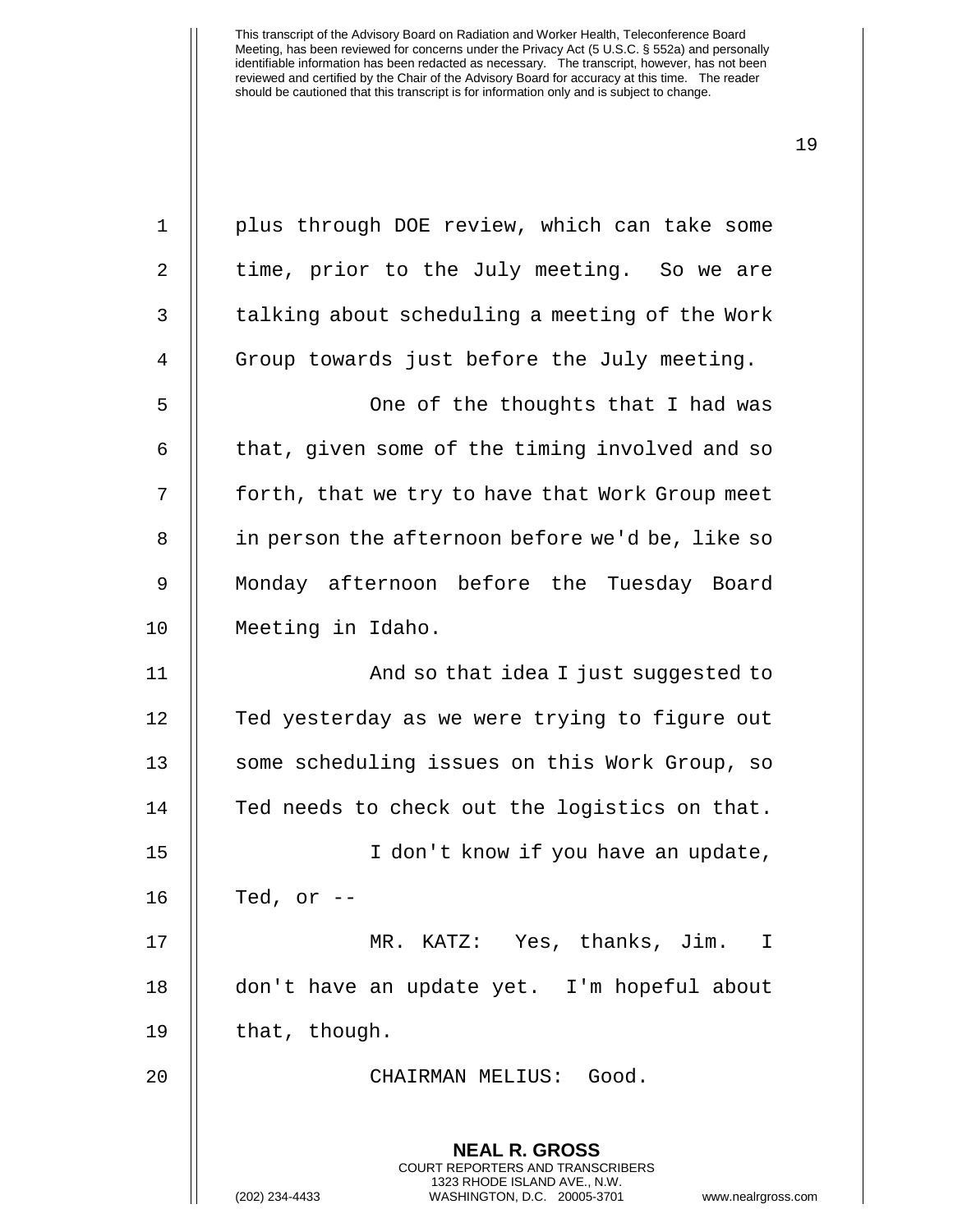plus through DOE review, which can take some time, prior to the July meeting. So we are talking about scheduling a meeting of the Work Group towards just before the July meeting.

One of the thoughts that I had was that, given some of the timing involved and so forth, that we try to have that Work Group meet in person the afternoon before we'd be, like so Monday afternoon before the Tuesday Board Meeting in Idaho.

And so that idea I just suggested to Ted yesterday as we were trying to figure out some scheduling issues on this Work Group, so Ted needs to check out the logistics on that.

I don't know if you have an update, Ted, or --

MR. KATZ: Yes, thanks, Jim. I don't have an update yet. I'm hopeful about that, though.

CHAIRMAN MELIUS: Good.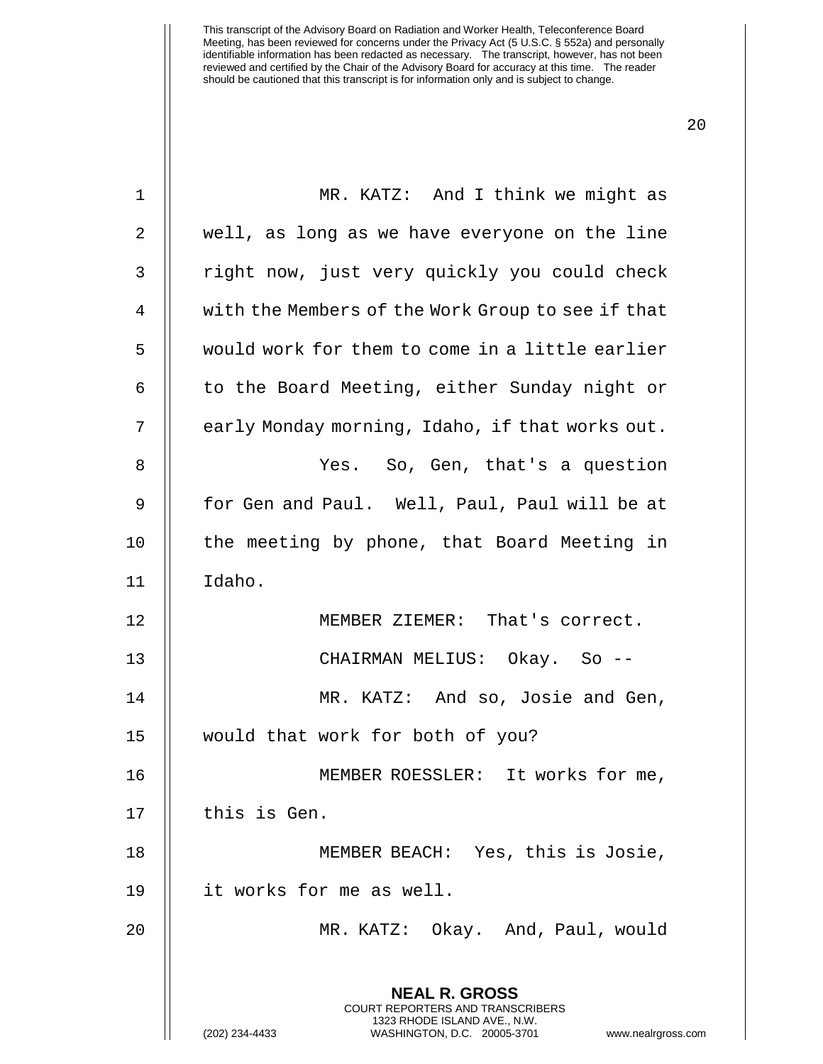MR. KATZ: And I think we might as well, as long as we have everyone on the line right now, just very quickly you could check with the Members of the Work Group to see if that would work for them to come in a little earlier to the Board Meeting, either Sunday night or early Monday morning, Idaho, if that works out.

Yes. So, Gen, that's a question for Gen and Paul. Well, Paul, Paul will be at the meeting by phone, that Board Meeting in Idaho.

MEMBER ZIEMER: That's correct.

CHAIRMAN MELIUS: Okay. So --

MR. KATZ: And so, Josie and Gen, would that work for both of you?

MEMBER ROESSLER: It works for me, this is Gen.

MEMBER BEACH: Yes, this is Josie, it works for me as well.

MR. KATZ: Okay. And, Paul, would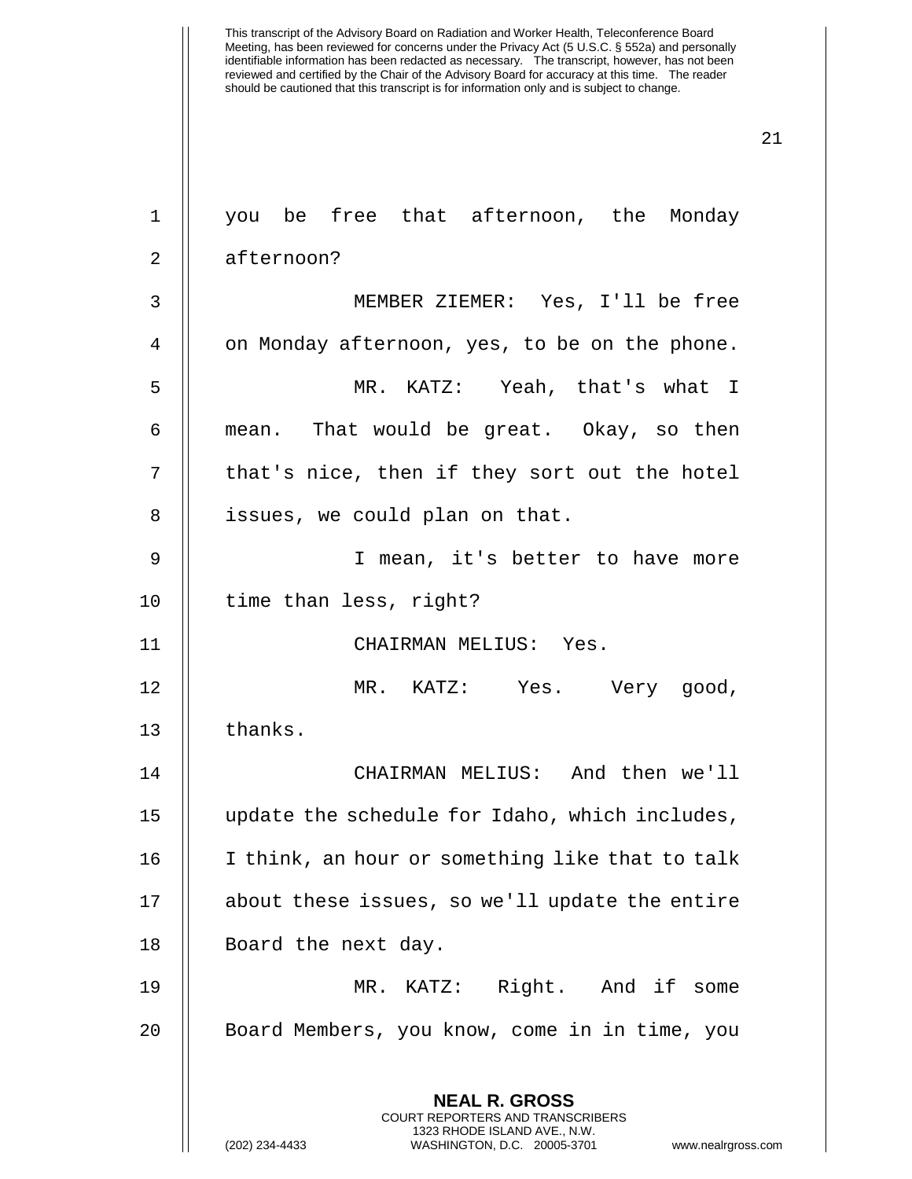you be free that afternoon, the Monday afternoon?

MEMBER ZIEMER: Yes, I'll be free on Monday afternoon, yes, to be on the phone.

MR. KATZ: Yeah, that's what I mean. That would be great. Okay, so then that's nice, then if they sort out the hotel issues, we could plan on that.

I mean, it's better to have more time than less, right?

CHAIRMAN MELIUS: Yes.

MR. KATZ: Yes. Very good, thanks.

CHAIRMAN MELIUS: And then we'll update the schedule for Idaho, which includes, I think, an hour or something like that to talk about these issues, so we'll update the entire Board the next day.

MR. KATZ: Right. And if some Board Members, you know, come in in time, you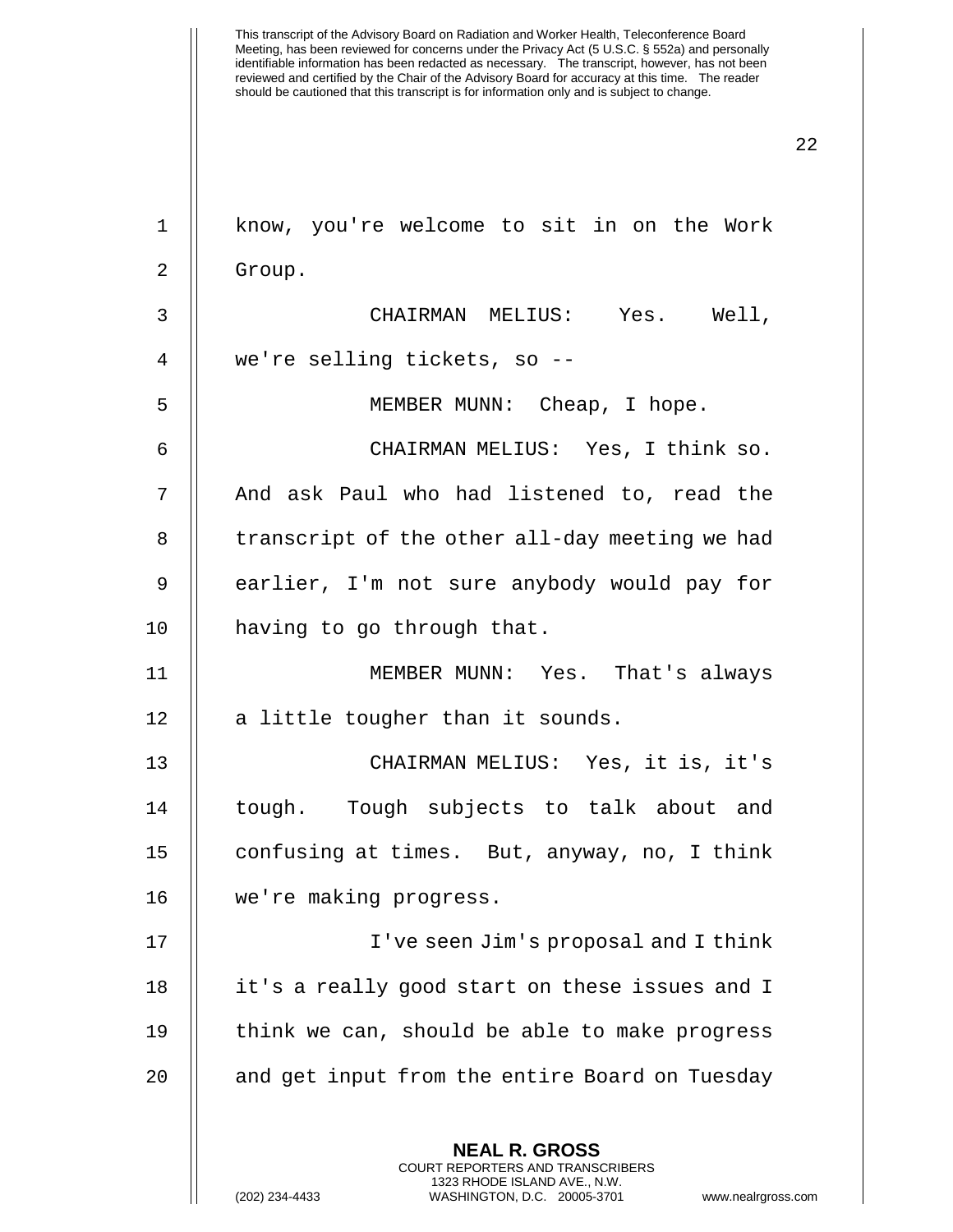know, you're welcome to sit in on the Work Group.

CHAIRMAN MELIUS: Yes. Well, we're selling tickets, so --

MEMBER MUNN: Cheap, I hope.

CHAIRMAN MELIUS: Yes, I think so. And ask Paul who had listened to, read the transcript of the other all-day meeting we had earlier, I'm not sure anybody would pay for having to go through that.

MEMBER MUNN: Yes. That's always a little tougher than it sounds.

CHAIRMAN MELIUS: Yes, it is, it's tough. Tough subjects to talk about and confusing at times. But, anyway, no, I think we're making progress.

I've seen Jim's proposal and I think it's a really good start on these issues and I think we can, should be able to make progress and get input from the entire Board on Tuesday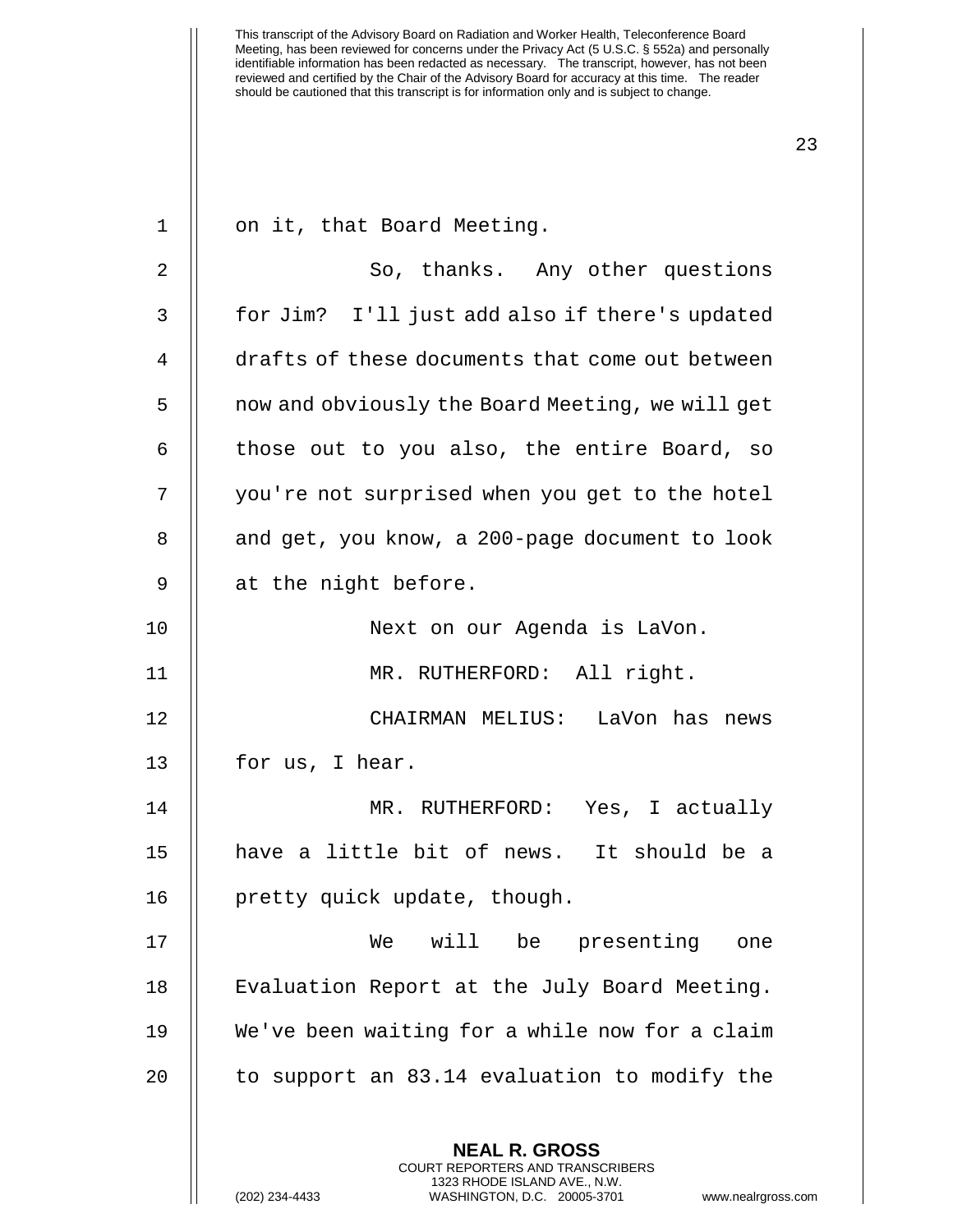on it, that Board Meeting.

So, thanks. Any other questions for Jim? I'll just add also if there's updated drafts of these documents that come out between now and obviously the Board Meeting, we will get those out to you also, the entire Board, so you're not surprised when you get to the hotel and get, you know, a 200-page document to look at the night before.

Next on our Agenda is LaVon.

MR. RUTHERFORD: All right.

CHAIRMAN MELIUS: LaVon has news for us, I hear.

MR. RUTHERFORD: Yes, I actually have a little bit of news. It should be a pretty quick update, though.

We will be presenting one Evaluation Report at the July Board Meeting. We've been waiting for a while now for a claim to support an 83.14 evaluation to modify the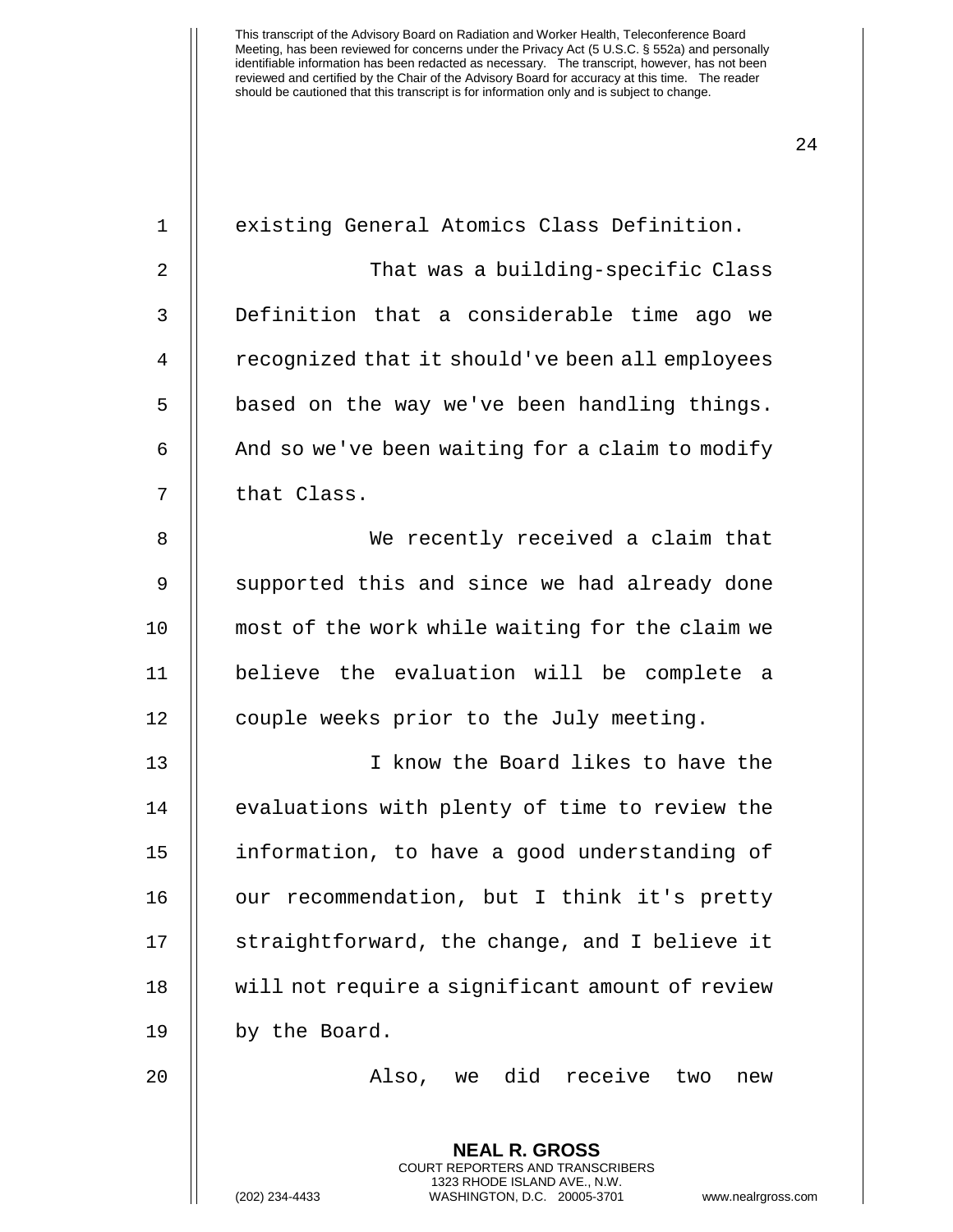existing General Atomics Class Definition.

That was a building-specific Class Definition that a considerable time ago we recognized that it should've been all employees based on the way we've been handling things. And so we've been waiting for a claim to modify that Class.

We recently received a claim that supported this and since we had already done most of the work while waiting for the claim we believe the evaluation will be complete a couple weeks prior to the July meeting.

I know the Board likes to have the evaluations with plenty of time to review the information, to have a good understanding of our recommendation, but I think it's pretty straightforward, the change, and I believe it will not require a significant amount of review by the Board.

Also, we did receive two new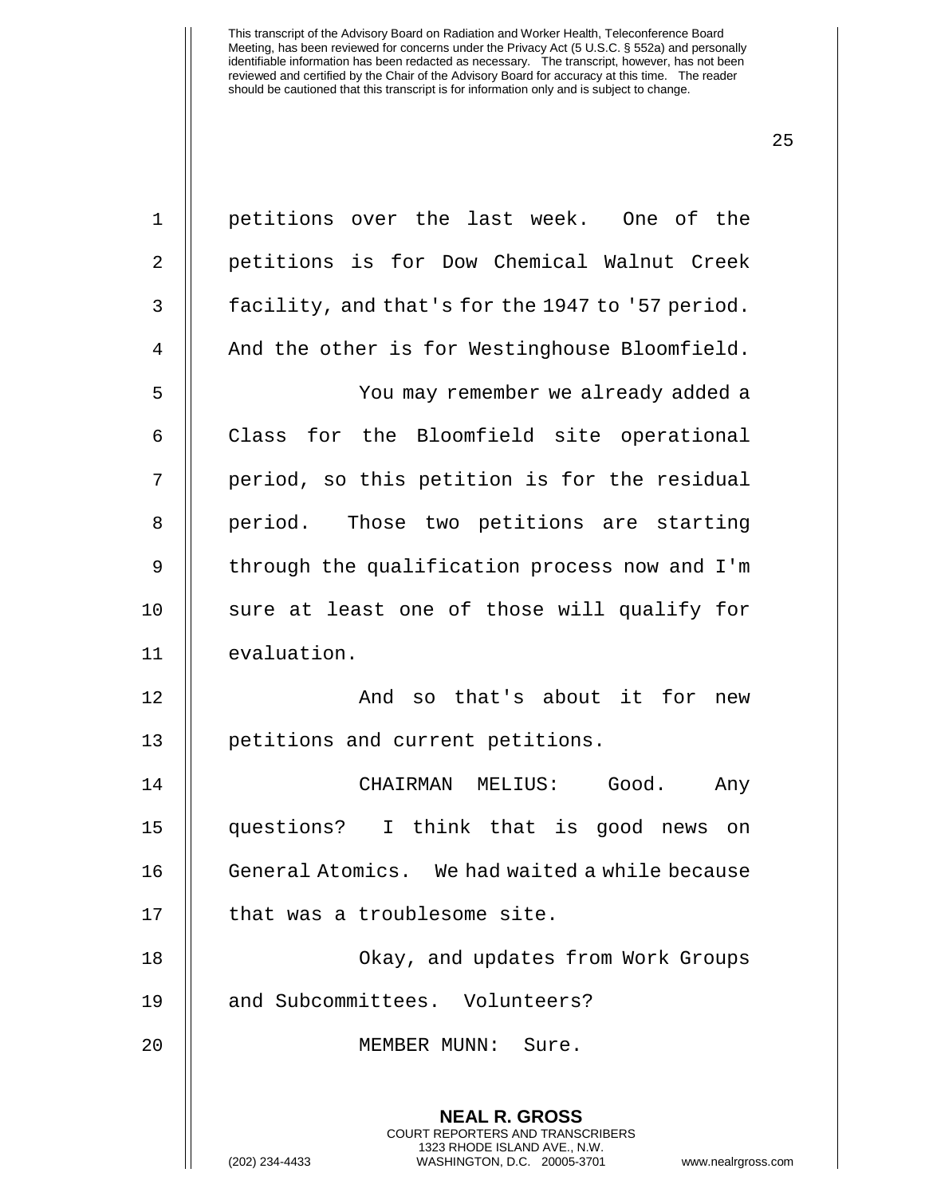petitions over the last week. One of the petitions is for Dow Chemical Walnut Creek facility, and that's for the 1947 to '57 period. And the other is for Westinghouse Bloomfield.

You may remember we already added a Class for the Bloomfield site operational period, so this petition is for the residual period. Those two petitions are starting through the qualification process now and I'm sure at least one of those will qualify for evaluation.

And so that's about it for new petitions and current petitions.

CHAIRMAN MELIUS: Good. Any questions? I think that is good news on General Atomics. We had waited a while because that was a troublesome site.

Okay, and updates from Work Groups and Subcommittees. Volunteers?

MEMBER MUNN: Sure.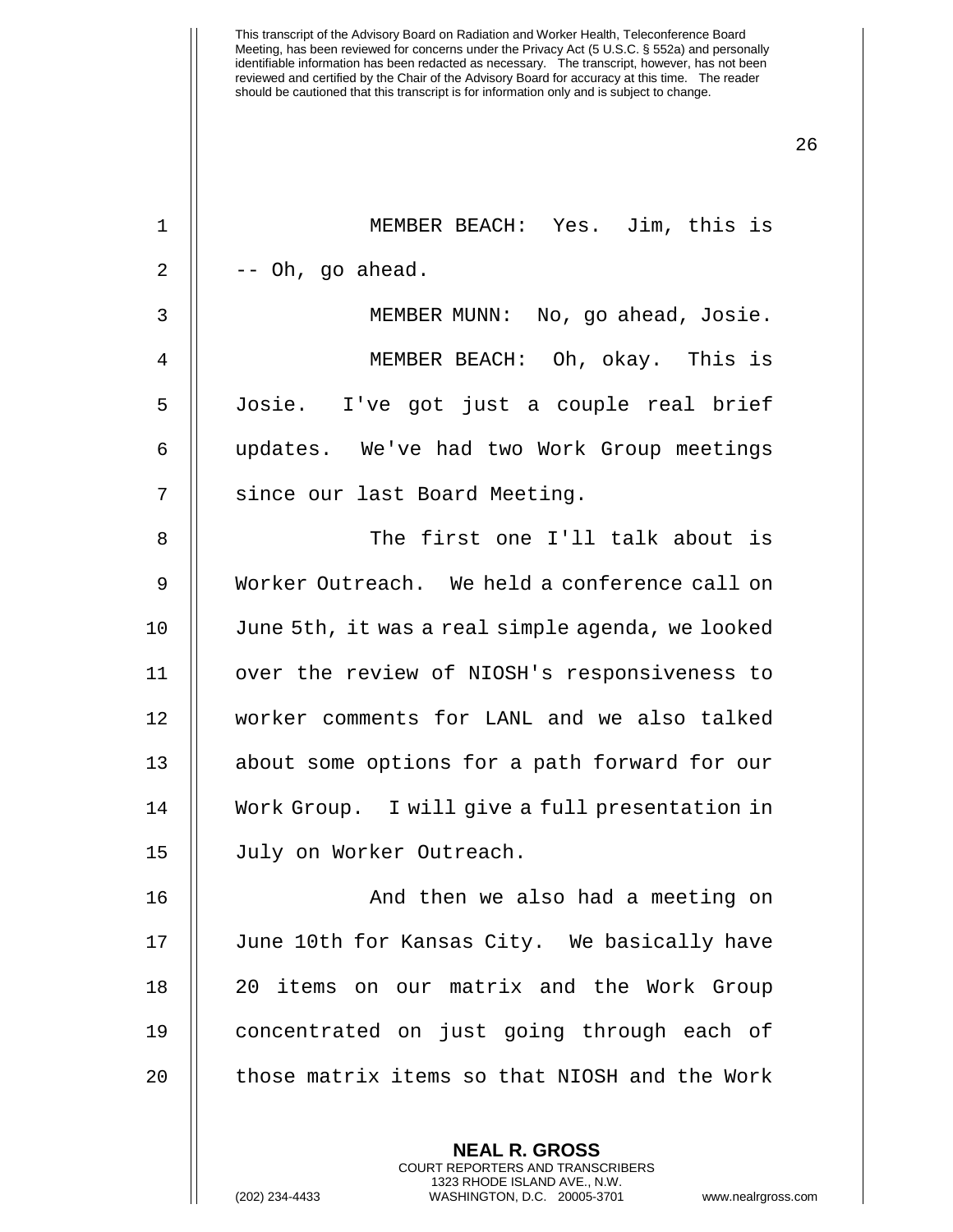MEMBER BEACH: Yes. Jim, this is -- Oh, go ahead.

MEMBER MUNN: No, go ahead, Josie.

MEMBER BEACH: Oh, okay. This is Josie. I've got just a couple real brief updates. We've had two Work Group meetings since our last Board Meeting.

The first one I'll talk about is Worker Outreach. We held a conference call on June 5th, it was a real simple agenda, we looked over the review of NIOSH's responsiveness to worker comments for LANL and we also talked about some options for a path forward for our Work Group. I will give a full presentation in July on Worker Outreach.

And then we also had a meeting on June 10th for Kansas City. We basically have 20 items on our matrix and the Work Group concentrated on just going through each of those matrix items so that NIOSH and the Work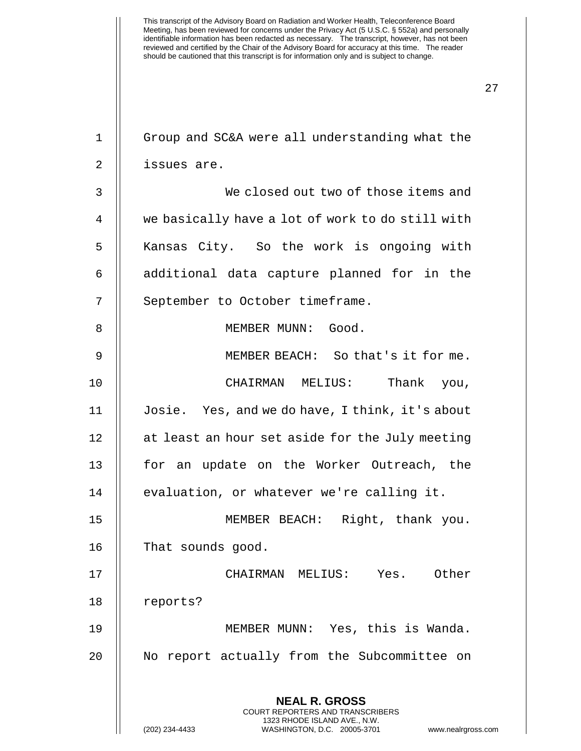Group and SC&A were all understanding what the issues are.

We closed out two of those items and we basically have a lot of work to do still with Kansas City. So the work is ongoing with additional data capture planned for in the September to October timeframe.

MEMBER MUNN: Good.

MEMBER BEACH: So that's it for me.

CHAIRMAN MELIUS: Thank you, Josie. Yes, and we do have, I think, it's about at least an hour set aside for the July meeting for an update on the Worker Outreach, the evaluation, or whatever we're calling it.

MEMBER BEACH: Right, thank you. That sounds good.

CHAIRMAN MELIUS: Yes. Other reports?

MEMBER MUNN: Yes, this is Wanda. No report actually from the Subcommittee on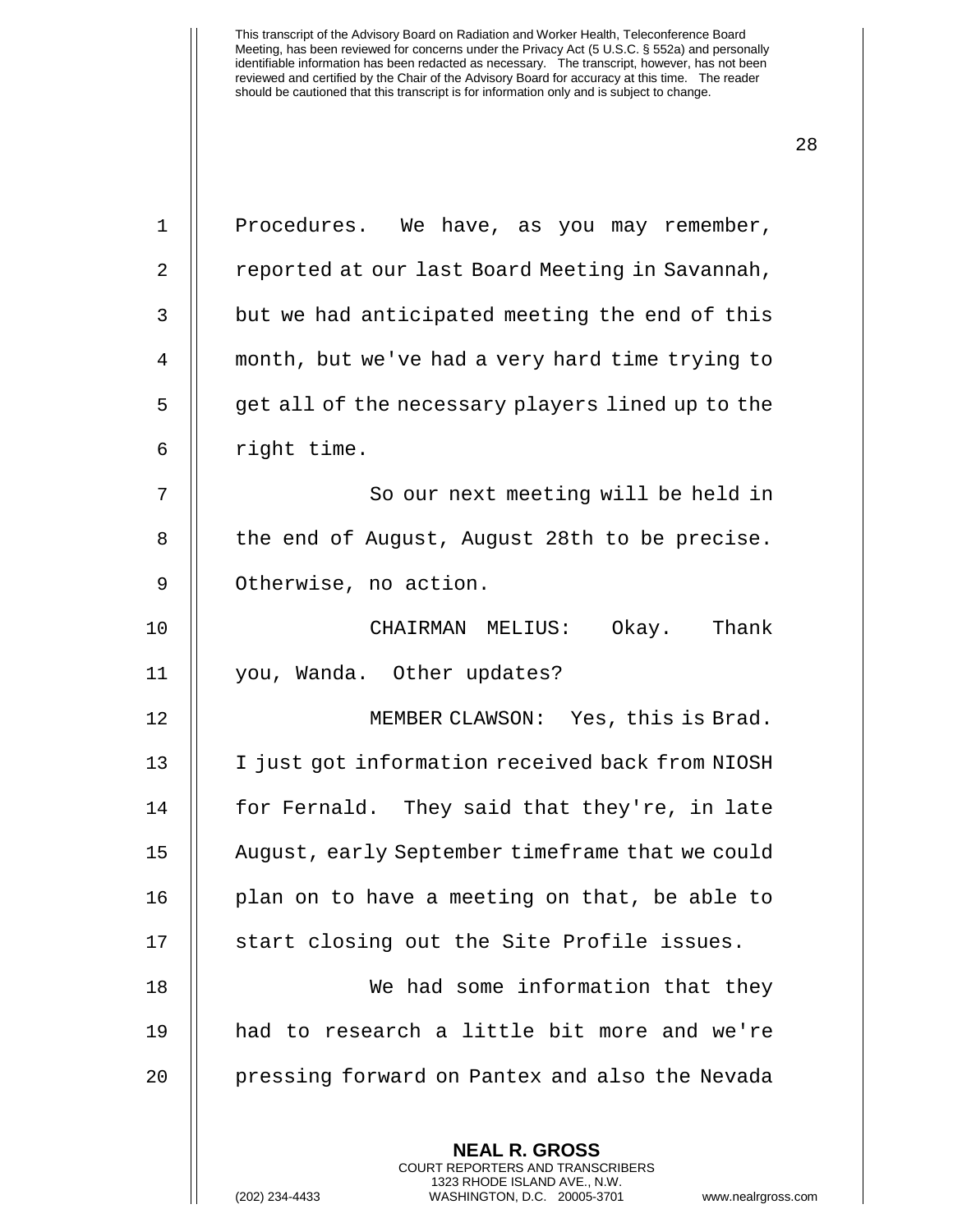Procedures. We have, as you may remember, reported at our last Board Meeting in Savannah, but we had anticipated meeting the end of this month, but we've had a very hard time trying to get all of the necessary players lined up to the right time.

So our next meeting will be held in the end of August, August 28th to be precise. Otherwise, no action.

CHAIRMAN MELIUS: Okay. Thank you, Wanda. Other updates?

MEMBER CLAWSON: Yes, this is Brad. I just got information received back from NIOSH for Fernald. They said that they're, in late August, early September timeframe that we could plan on to have a meeting on that, be able to start closing out the Site Profile issues.

We had some information that they had to research a little bit more and we're pressing forward on Pantex and also the Nevada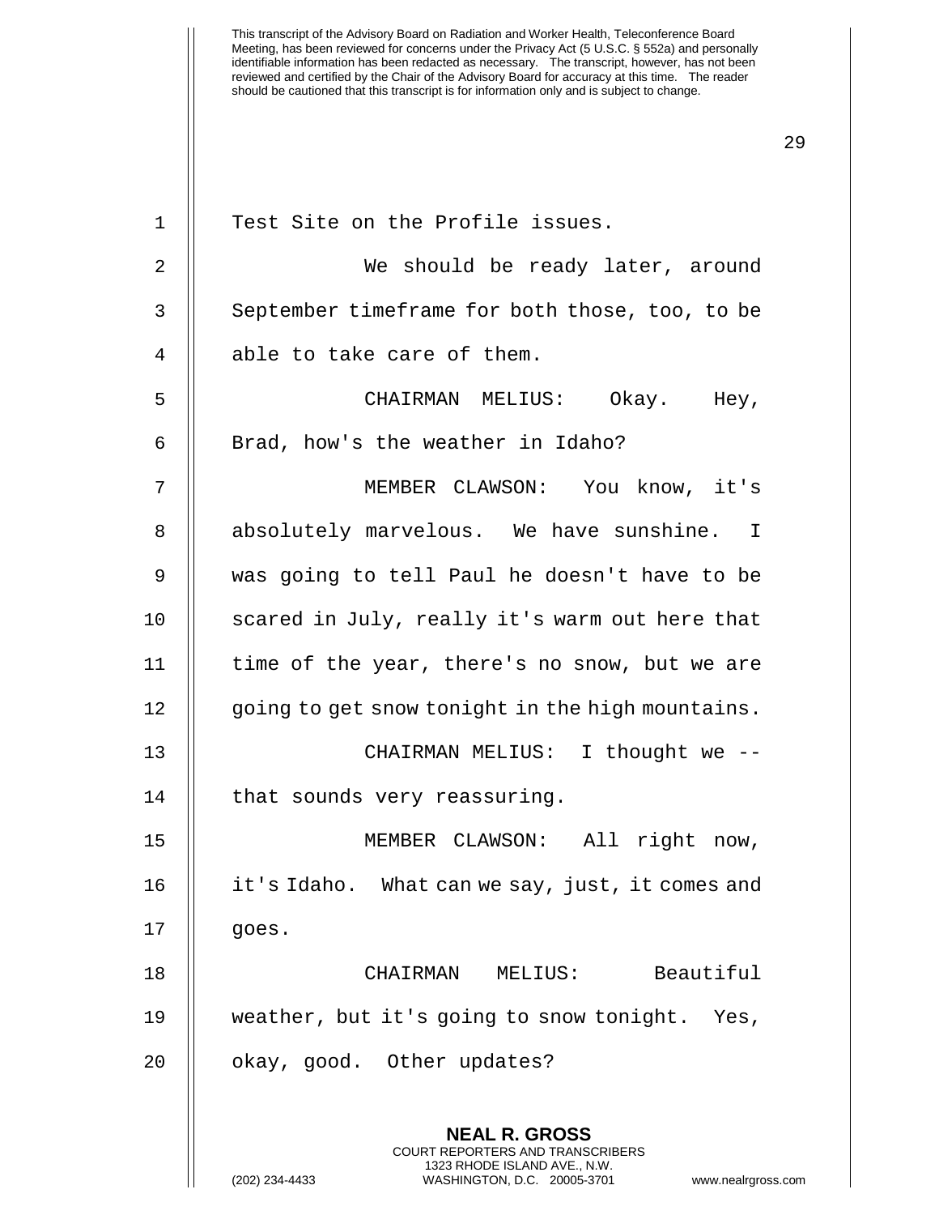Test Site on the Profile issues.

We should be ready later, around September timeframe for both those, too, to be able to take care of them.

CHAIRMAN MELIUS: Okay. Hey, Brad, how's the weather in Idaho?

MEMBER CLAWSON: You know, it's absolutely marvelous. We have sunshine. I was going to tell Paul he doesn't have to be scared in July, really it's warm out here that time of the year, there's no snow, but we are going to get snow tonight in the high mountains.

CHAIRMAN MELIUS: I thought we -- that sounds very reassuring.

MEMBER CLAWSON: All right now, it's Idaho. What can we say, just, it comes and goes.

CHAIRMAN MELIUS: Beautiful weather, but it's going to snow tonight. Yes, okay, good. Other updates?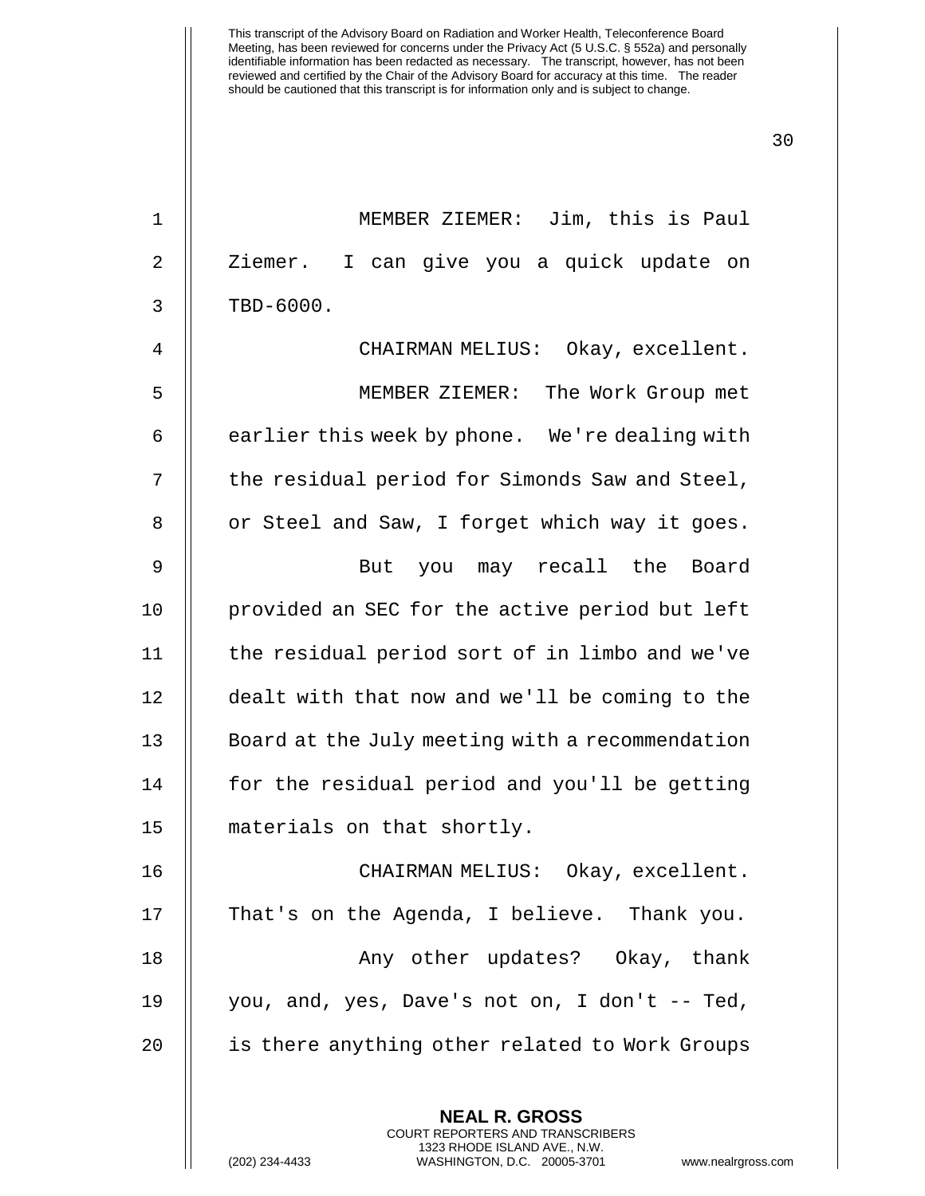MEMBER ZIEMER: Jim, this is Paul Ziemer. I can give you a quick update on TBD-6000.

CHAIRMAN MELIUS: Okay, excellent.

MEMBER ZIEMER: The Work Group met earlier this week by phone. We're dealing with the residual period for Simonds Saw and Steel, or Steel and Saw, I forget which way it goes.

But you may recall the Board provided an SEC for the active period but left the residual period sort of in limbo and we've dealt with that now and we'll be coming to the Board at the July meeting with a recommendation for the residual period and you'll be getting materials on that shortly.

CHAIRMAN MELIUS: Okay, excellent. That's on the Agenda, I believe. Thank you.

Any other updates? Okay, thank you, and, yes, Dave's not on, I don't -- Ted, is there anything other related to Work Groups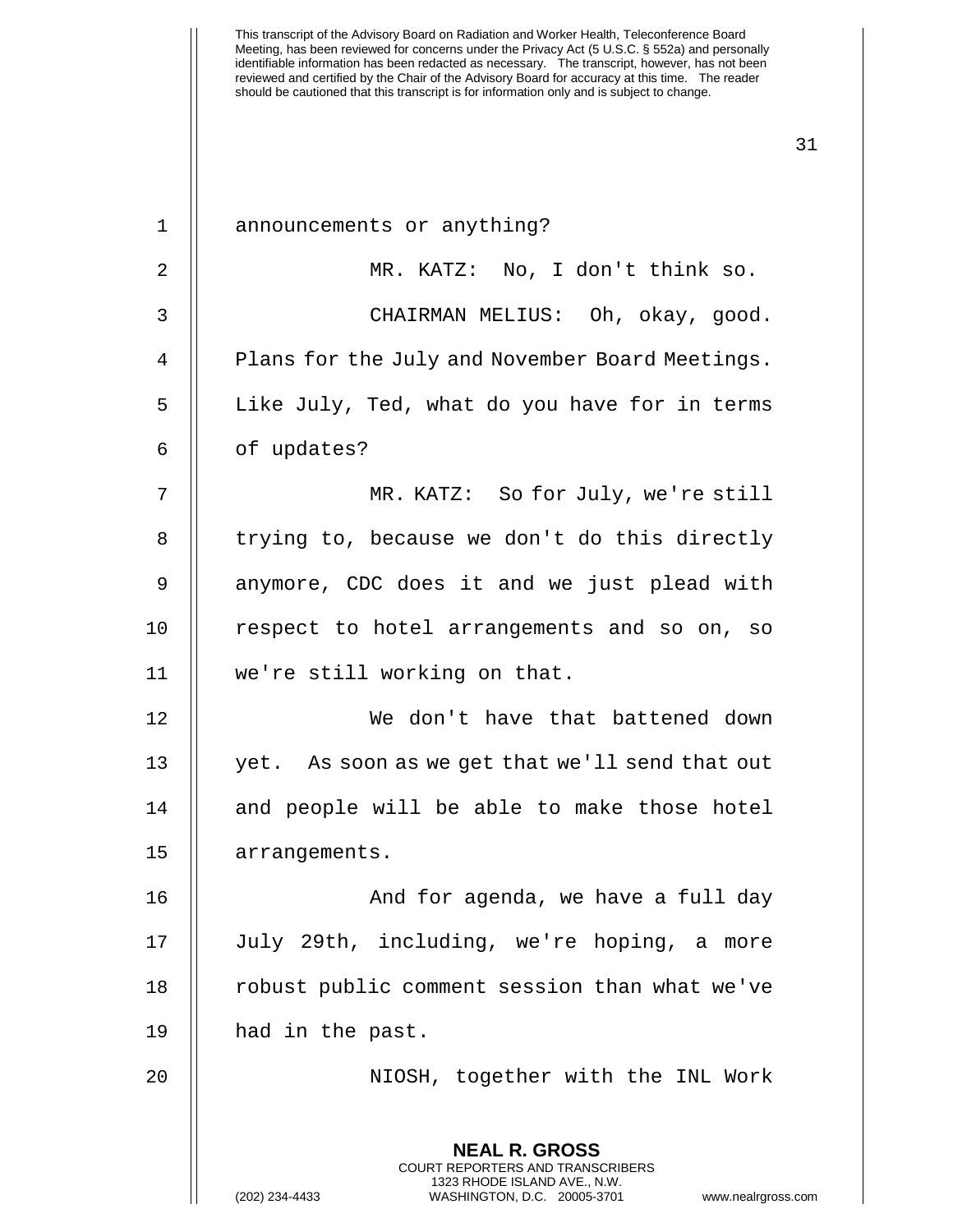announcements or anything?

MR. KATZ: No, I don't think so.

CHAIRMAN MELIUS: Oh, okay, good. Plans for the July and November Board Meetings. Like July, Ted, what do you have for in terms of updates?

MR. KATZ: So for July, we're still trying to, because we don't do this directly anymore, CDC does it and we just plead with respect to hotel arrangements and so on, so we're still working on that.

We don't have that battened down yet. As soon as we get that we'll send that out and people will be able to make those hotel arrangements.

And for agenda, we have a full day July 29th, including, we're hoping, a more robust public comment session than what we've had in the past.

NIOSH, together with the INL Work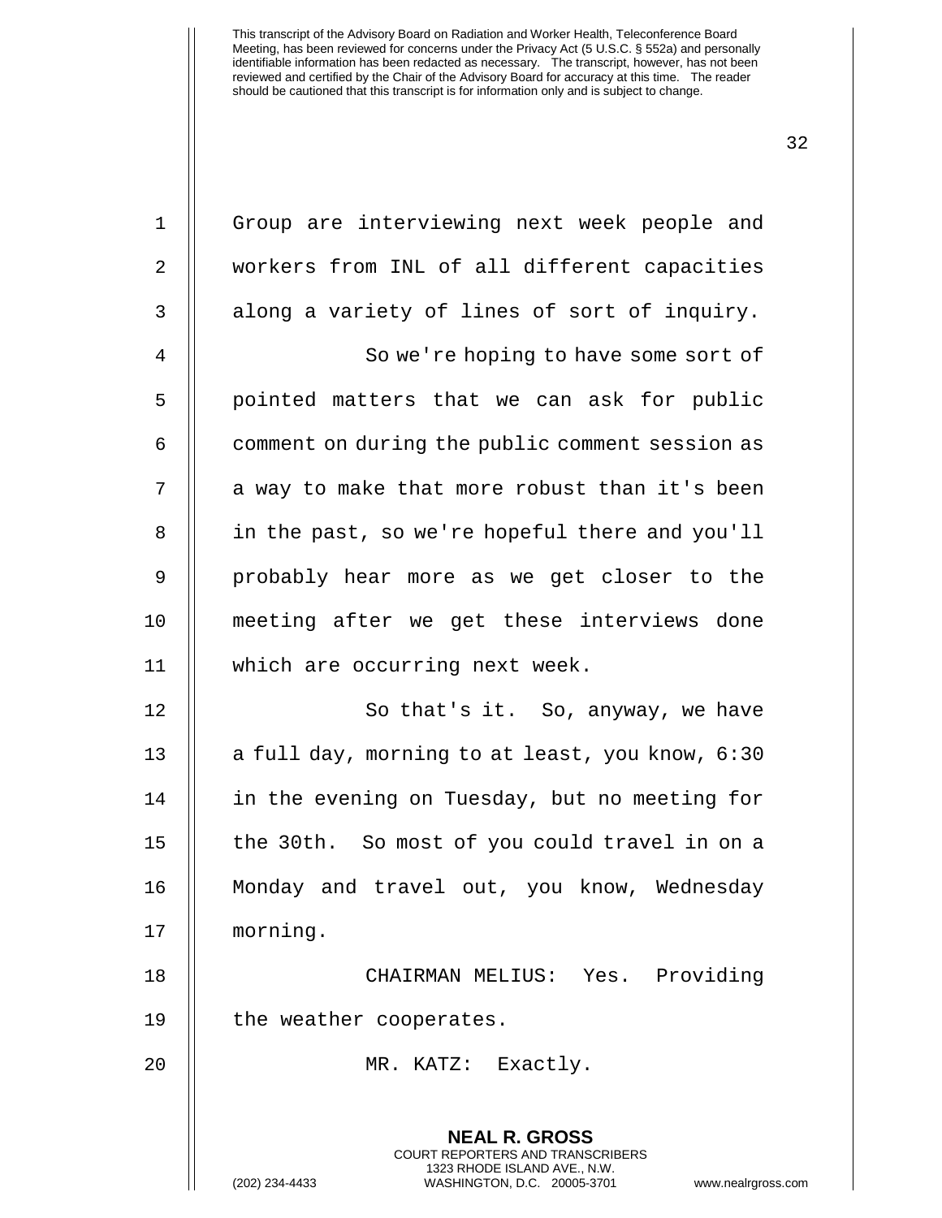Group are interviewing next week people and workers from INL of all different capacities along a variety of lines of sort of inquiry.

So we're hoping to have some sort of pointed matters that we can ask for public comment on during the public comment session as a way to make that more robust than it's been in the past, so we're hopeful there and you'll probably hear more as we get closer to the meeting after we get these interviews done which are occurring next week.

So that's it. So, anyway, we have a full day, morning to at least, you know, 6:30 in the evening on Tuesday, but no meeting for the 30th. So most of you could travel in on a Monday and travel out, you know, Wednesday morning.

CHAIRMAN MELIUS: Yes. Providing the weather cooperates.

MR. KATZ: Exactly.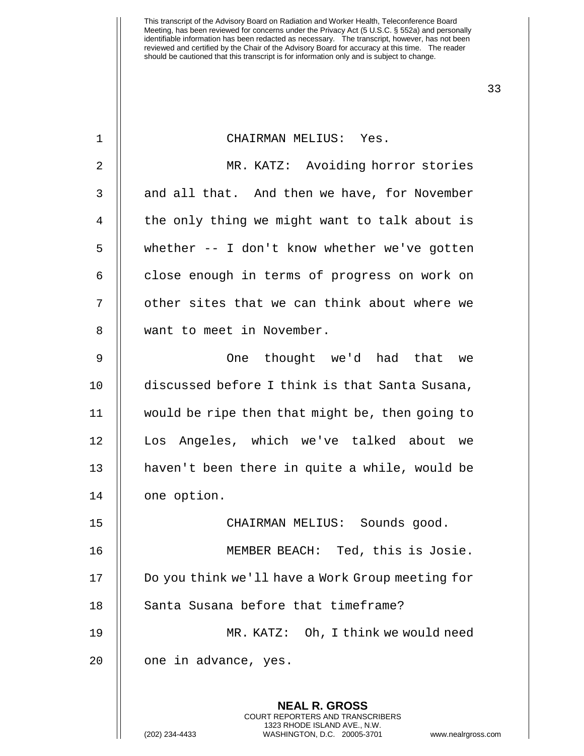CHAIRMAN MELIUS: Yes.

MR. KATZ: Avoiding horror stories and all that. And then we have, for November the only thing we might want to talk about is whether -- I don't know whether we've gotten close enough in terms of progress on work on other sites that we can think about where we want to meet in November.

One thought we'd had that we discussed before I think is that Santa Susana, would be ripe then that might be, then going to Los Angeles, which we've talked about we haven't been there in quite a while, would be one option.

CHAIRMAN MELIUS: Sounds good.

MEMBER BEACH: Ted, this is Josie. Do you think we'll have a Work Group meeting for Santa Susana before that timeframe?

MR. KATZ: Oh, I think we would need one in advance, yes.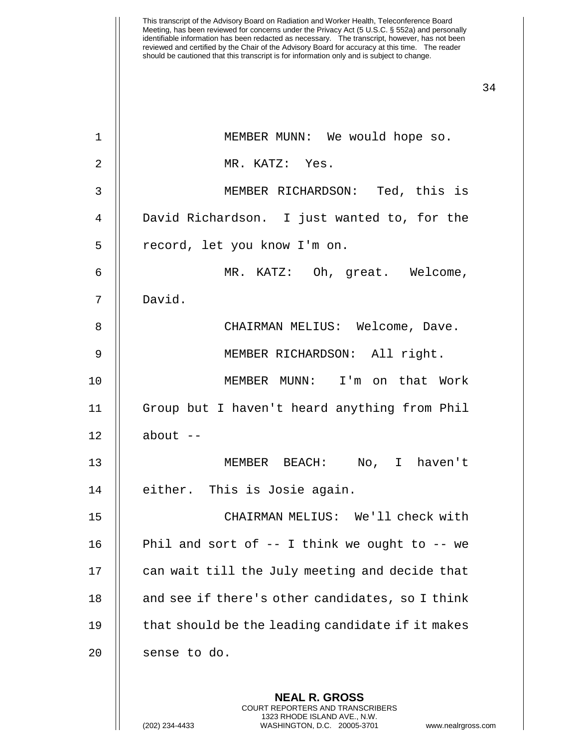MEMBER MUNN: We would hope so.

MR. KATZ: Yes.

MEMBER RICHARDSON: Ted, this is David Richardson. I just wanted to, for the record, let you know I'm on.

MR. KATZ: Oh, great. Welcome, David.

CHAIRMAN MELIUS: Welcome, Dave.

MEMBER RICHARDSON: All right.

MEMBER MUNN: I'm on that Work Group but I haven't heard anything from Phil about --

MEMBER BEACH: No, I haven't either. This is Josie again.

CHAIRMAN MELIUS: We'll check with Phil and sort of -- I think we ought to -- we can wait till the July meeting and decide that and see if there's other candidates, so I think that should be the leading candidate if it makes sense to do.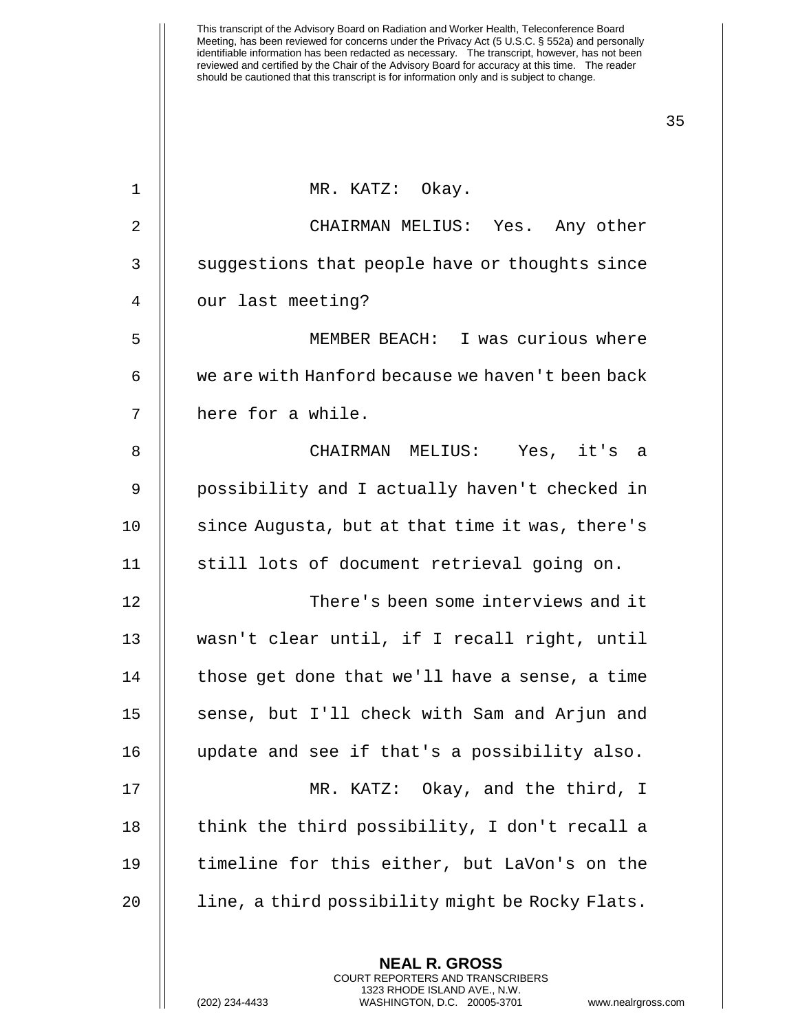MR. KATZ: Okay.

CHAIRMAN MELIUS: Yes. Any other suggestions that people have or thoughts since our last meeting?

MEMBER BEACH: I was curious where we are with Hanford because we haven't been back here for a while.

CHAIRMAN MELIUS: Yes, it's a possibility and I actually haven't checked in since Augusta, but at that time it was, there's still lots of document retrieval going on.

There's been some interviews and it wasn't clear until, if I recall right, until those get done that we'll have a sense, a time sense, but I'll check with Sam and Arjun and update and see if that's a possibility also.

MR. KATZ: Okay, and the third, I think the third possibility, I don't recall a timeline for this either, but LaVon's on the line, a third possibility might be Rocky Flats.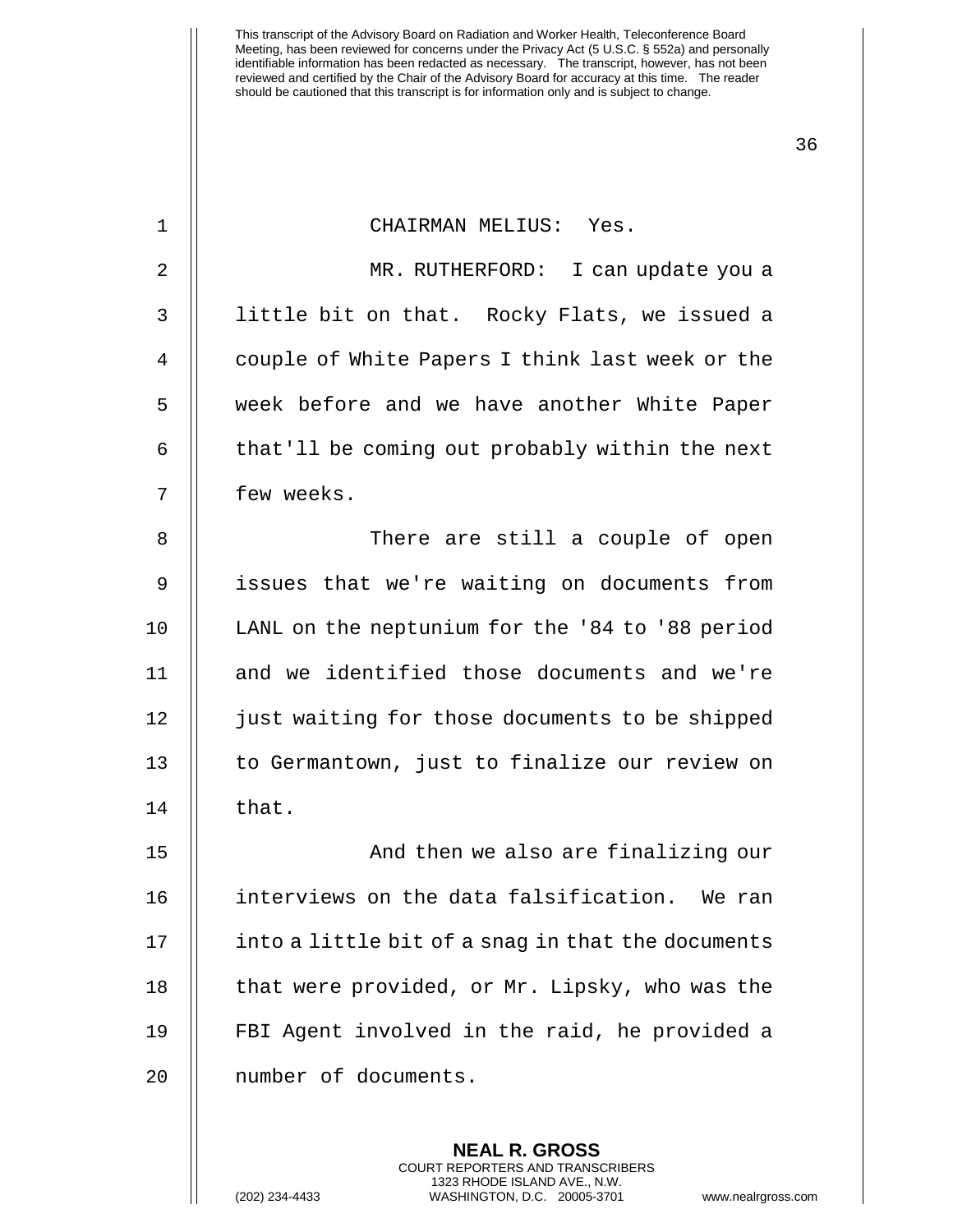This transcript of the Advisory Board on Radiation and Worker Health, Teleconference Board Meeting, has been reviewed for concerns under the Privacy Act (5 U.S.C. § 552a) and personally identifiable information has been redacted as necessary. The transcript, however, has not been reviewed and certified by the Chair of the Advisory Board for accuracy at this time. The reader should be cautioned that this transcript is for information only and is subject to change.

CHAIRMAN MELIUS: Yes.

MR. RUTHERFORD: I can update you a little bit on that. Rocky Flats, we issued a couple of White Papers I think last week or the week before and we have another White Paper that'll be coming out probably within the next few weeks.

There are still a couple of open issues that we're waiting on documents from LANL on the neptunium for the '84 to '88 period and we identified those documents and we're just waiting for those documents to be shipped to Germantown, just to finalize our review on that.

And then we also are finalizing our interviews on the data falsification. We ran into a little bit of a snag in that the documents that were provided, or Mr. Lipsky, who was the FBI Agent involved in the raid, he provided a number of documents.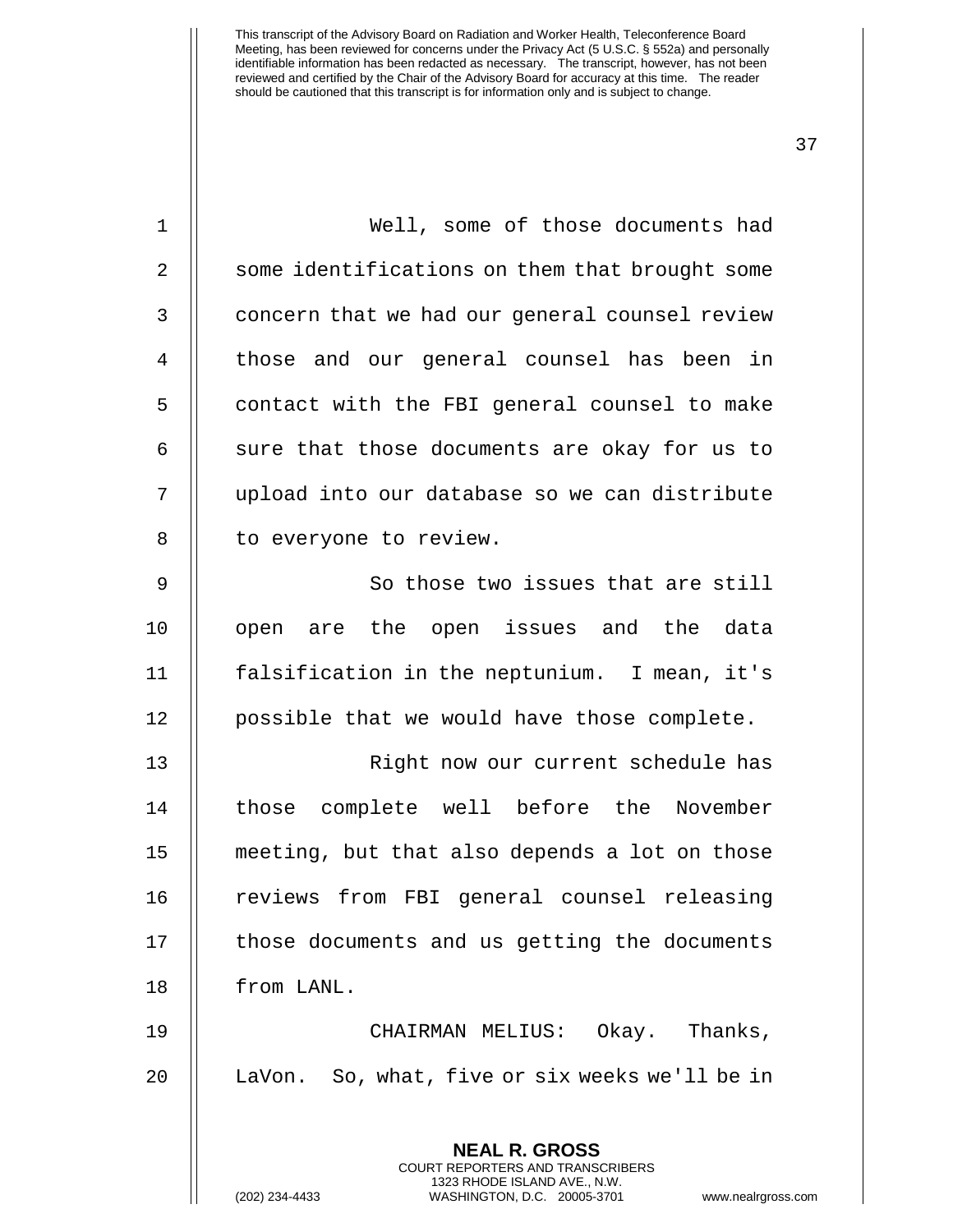Well, some of those documents had some identifications on them that brought some concern that we had our general counsel review those and our general counsel has been in contact with the FBI general counsel to make sure that those documents are okay for us to upload into our database so we can distribute to everyone to review.

So those two issues that are still open are the open issues and the data falsification in the neptunium. I mean, it's possible that we would have those complete.

Right now our current schedule has those complete well before the November meeting, but that also depends a lot on those reviews from FBI general counsel releasing those documents and us getting the documents from LANL.

CHAIRMAN MELIUS: Okay. Thanks, LaVon. So, what, five or six weeks we'll be in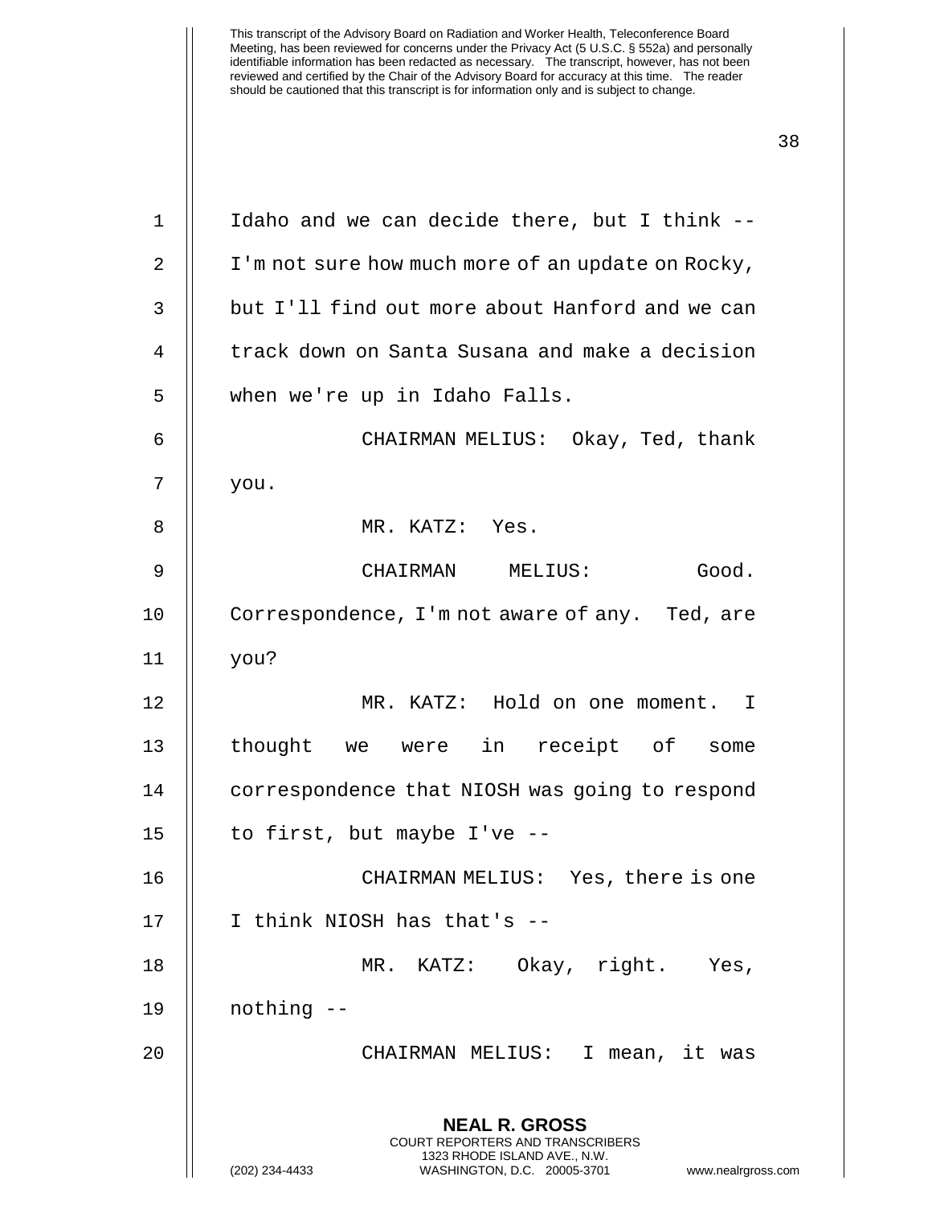Idaho and we can decide there, but I think -- I'm not sure how much more of an update on Rocky, but I'll find out more about Hanford and we can track down on Santa Susana and make a decision when we're up in Idaho Falls.

CHAIRMAN MELIUS: Okay, Ted, thank you.

MR. KATZ: Yes.

CHAIRMAN MELIUS: Good. Correspondence, I'm not aware of any. Ted, are you?

MR. KATZ: Hold on one moment. I thought we were in receipt of some correspondence that NIOSH was going to respond to first, but maybe I've --

CHAIRMAN MELIUS: Yes, there is one I think NIOSH has that's --

MR. KATZ: Okay, right. Yes, nothing --

CHAIRMAN MELIUS: I mean, it was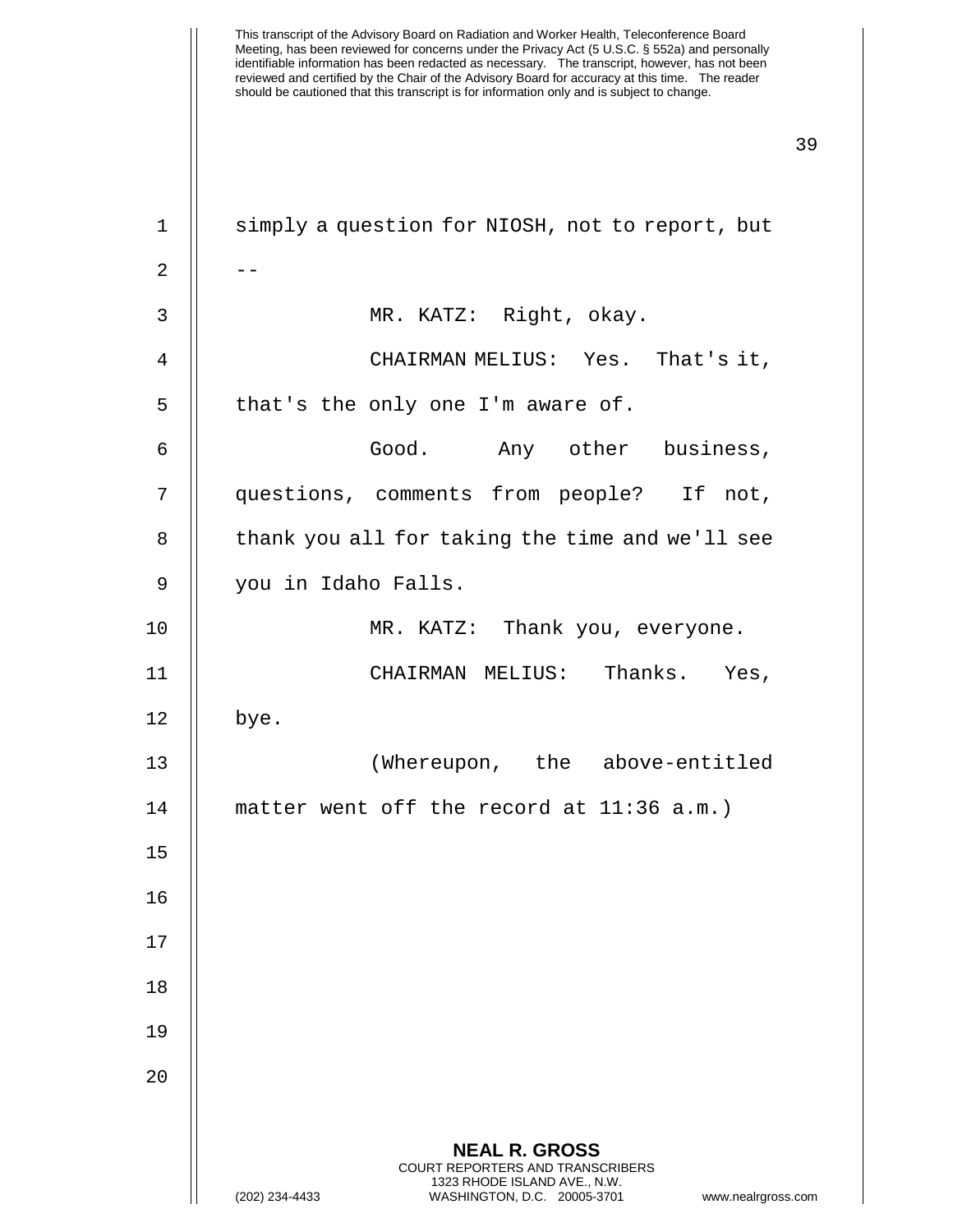simply a question for NIOSH, not to report, but --

MR. KATZ: Right, okay.

CHAIRMAN MELIUS: Yes. That's it, that's the only one I'm aware of.

Good. Any other business, questions, comments from people? If not, thank you all for taking the time and we'll see you in Idaho Falls.

MR. KATZ: Thank you, everyone.

CHAIRMAN MELIUS: Thanks. Yes, bye.

(Whereupon, the above-entitled matter went off the record at 11:36 a.m.)